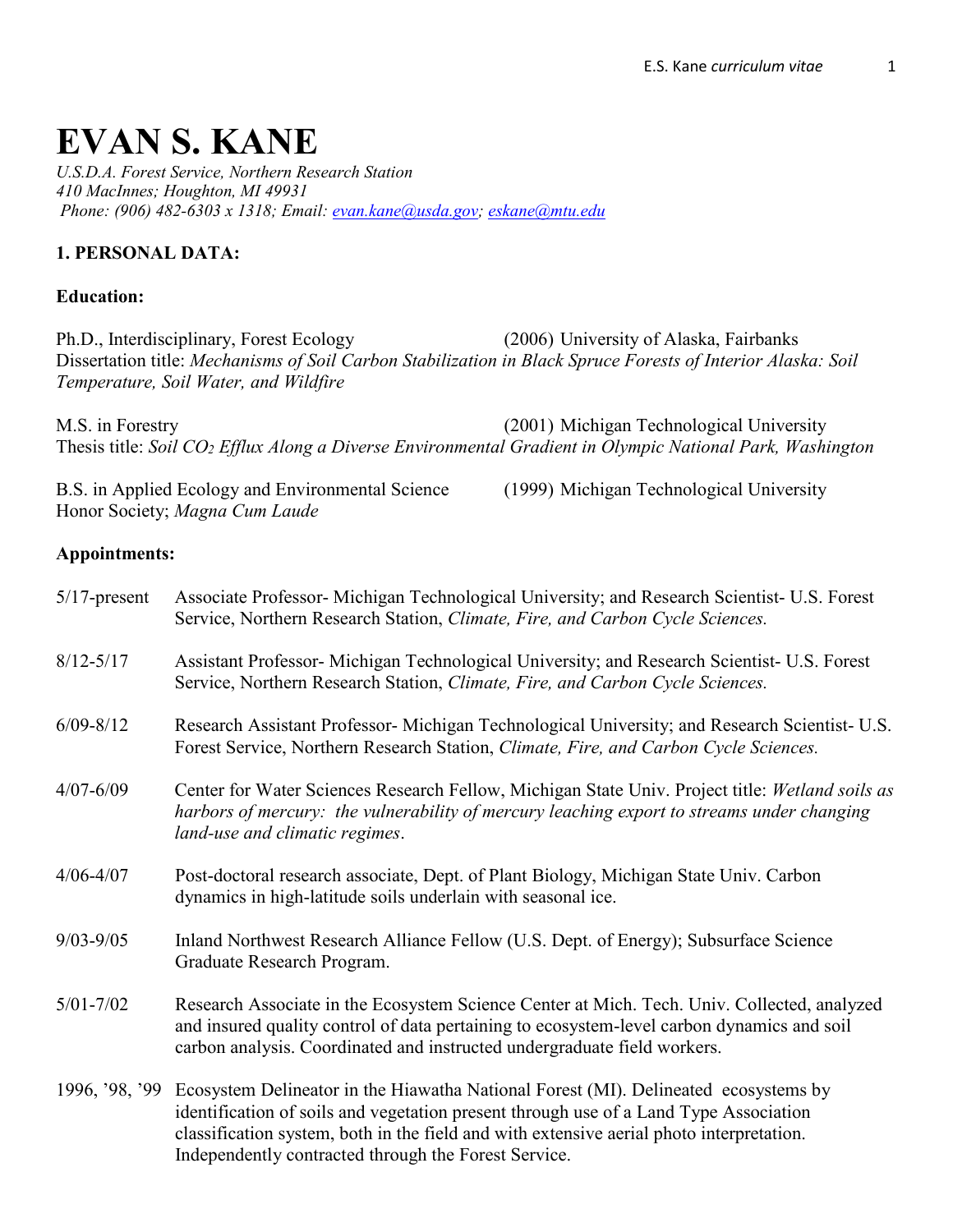# EVAN S. KANE

*U.S.D.A. Forest Service, Northern Research Station*
*410 MacInnes; Houghton, MI 49931*
*Phone: (906) 482-6303 x 1318; Email: evan.kane@usda.gov; eskane@mtu.edu*

## 1. PERSONAL DATA:

### Education:

Ph.D., Interdisciplinary, Forest Ecology (2006) University of Alaska, Fairbanks
Dissertation title: *Mechanisms of Soil Carbon Stabilization in Black Spruce Forests of Interior Alaska: Soil Temperature, Soil Water, and Wildfire*

M.S. in Forestry (2001) Michigan Technological University
Thesis title: *Soil $CO_2$ Efflux Along a Diverse Environmental Gradient in Olympic National Park, Washington*

B.S. in Applied Ecology and Environmental Science (1999) Michigan Technological University
Honor Society; *Magna Cum Laude*

### Appointments:

5/17-present Associate Professor- Michigan Technological University; and Research Scientist- U.S. Forest Service, Northern Research Station, *Climate, Fire, and Carbon Cycle Sciences.*

8/12-5/17 Assistant Professor- Michigan Technological University; and Research Scientist- U.S. Forest Service, Northern Research Station, *Climate, Fire, and Carbon Cycle Sciences.*

6/09-8/12 Research Assistant Professor- Michigan Technological University; and Research Scientist- U.S. Forest Service, Northern Research Station, *Climate, Fire, and Carbon Cycle Sciences.*

4/07-6/09 Center for Water Sciences Research Fellow, Michigan State Univ. Project title: *Wetland soils as harbors of mercury: the vulnerability of mercury leaching export to streams under changing land-use and climatic regimes*.

4/06-4/07 Post-doctoral research associate, Dept. of Plant Biology, Michigan State Univ. Carbon dynamics in high-latitude soils underlain with seasonal ice.

9/03-9/05 Inland Northwest Research Alliance Fellow (U.S. Dept. of Energy); Subsurface Science Graduate Research Program.

5/01-7/02 Research Associate in the Ecosystem Science Center at Mich. Tech. Univ. Collected, analyzed and insured quality control of data pertaining to ecosystem-level carbon dynamics and soil carbon analysis. Coordinated and instructed undergraduate field workers.

1996, '98, '99 Ecosystem Delineator in the Hiawatha National Forest (MI). Delineated ecosystems by identification of soils and vegetation present through use of a Land Type Association classification system, both in the field and with extensive aerial photo interpretation. Independently contracted through the Forest Service.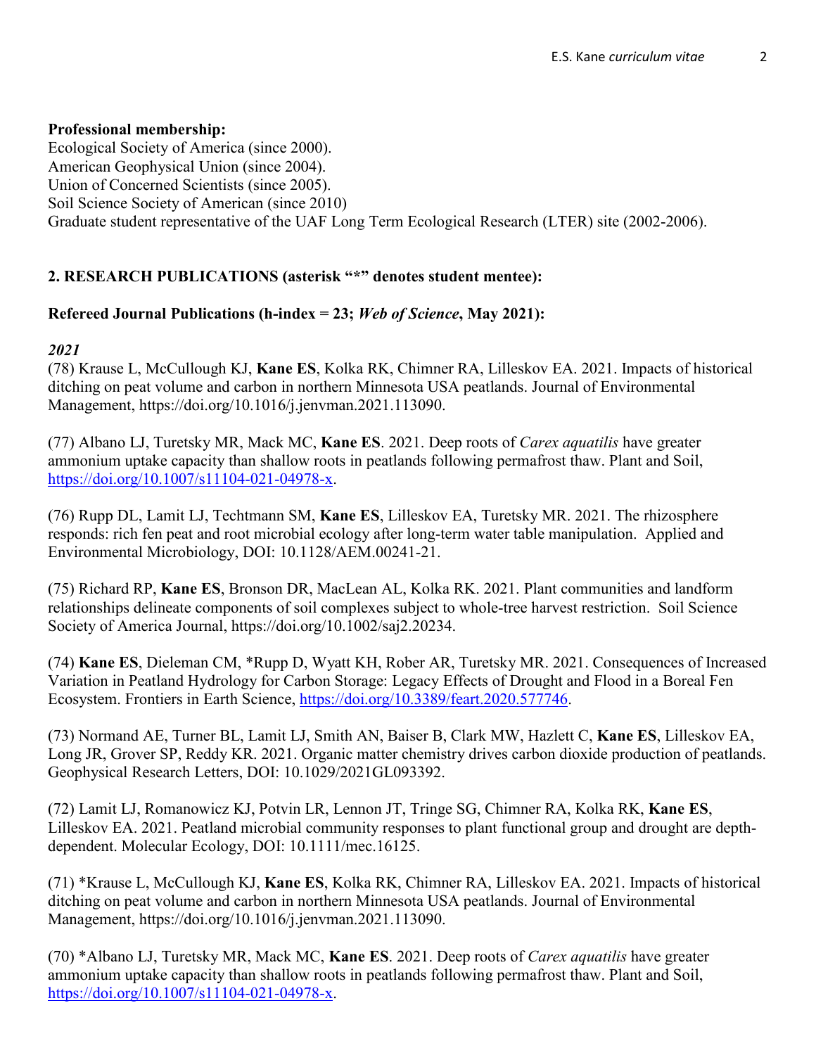**Professional membership:**
Ecological Society of America (since 2000).
American Geophysical Union (since 2004).
Union of Concerned Scientists (since 2005).
Soil Science Society of American (since 2010)
Graduate student representative of the UAF Long Term Ecological Research (LTER) site (2002-2006).

## 2. RESEARCH PUBLICATIONS (asterisk "*" denotes student mentee):

### Refereed Journal Publications (h-index = 23; *Web of Science*, May 2021):

***2021***

(78) Krause L, McCullough KJ, **Kane ES**, Kolka RK, Chimner RA, Lilleskov EA. 2021. Impacts of historical ditching on peat volume and carbon in northern Minnesota USA peatlands. Journal of Environmental Management, https://doi.org/10.1016/j.jenvman.2021.113090.

(77) Albano LJ, Turetsky MR, Mack MC, **Kane ES**. 2021. Deep roots of *Carex aquatilis* have greater ammonium uptake capacity than shallow roots in peatlands following permafrost thaw. Plant and Soil, https://doi.org/10.1007/s11104-021-04978-x.

(76) Rupp DL, Lamit LJ, Techtmann SM, **Kane ES**, Lilleskov EA, Turetsky MR. 2021. The rhizosphere responds: rich fen peat and root microbial ecology after long-term water table manipulation. Applied and Environmental Microbiology, DOI: 10.1128/AEM.00241-21.

(75) Richard RP, **Kane ES**, Bronson DR, MacLean AL, Kolka RK. 2021. Plant communities and landform relationships delineate components of soil complexes subject to whole-tree harvest restriction. Soil Science Society of America Journal, https://doi.org/10.1002/saj2.20234.

(74) **Kane ES**, Dieleman CM, *Rupp D, Wyatt KH, Rober AR, Turetsky MR. 2021. Consequences of Increased Variation in Peatland Hydrology for Carbon Storage: Legacy Effects of Drought and Flood in a Boreal Fen Ecosystem. Frontiers in Earth Science, https://doi.org/10.3389/feart.2020.577746.

(73) Normand AE, Turner BL, Lamit LJ, Smith AN, Baiser B, Clark MW, Hazlett C, **Kane ES**, Lilleskov EA, Long JR, Grover SP, Reddy KR. 2021. Organic matter chemistry drives carbon dioxide production of peatlands. Geophysical Research Letters, DOI: 10.1029/2021GL093392.

(72) Lamit LJ, Romanowicz KJ, Potvin LR, Lennon JT, Tringe SG, Chimner RA, Kolka RK, **Kane ES**, Lilleskov EA. 2021. Peatland microbial community responses to plant functional group and drought are depth-dependent. Molecular Ecology, DOI: 10.1111/mec.16125.

(71) *Krause L, McCullough KJ, **Kane ES**, Kolka RK, Chimner RA, Lilleskov EA. 2021. Impacts of historical ditching on peat volume and carbon in northern Minnesota USA peatlands. Journal of Environmental Management, https://doi.org/10.1016/j.jenvman.2021.113090.

(70) *Albano LJ, Turetsky MR, Mack MC, **Kane ES**. 2021. Deep roots of *Carex aquatilis* have greater ammonium uptake capacity than shallow roots in peatlands following permafrost thaw. Plant and Soil, https://doi.org/10.1007/s11104-021-04978-x.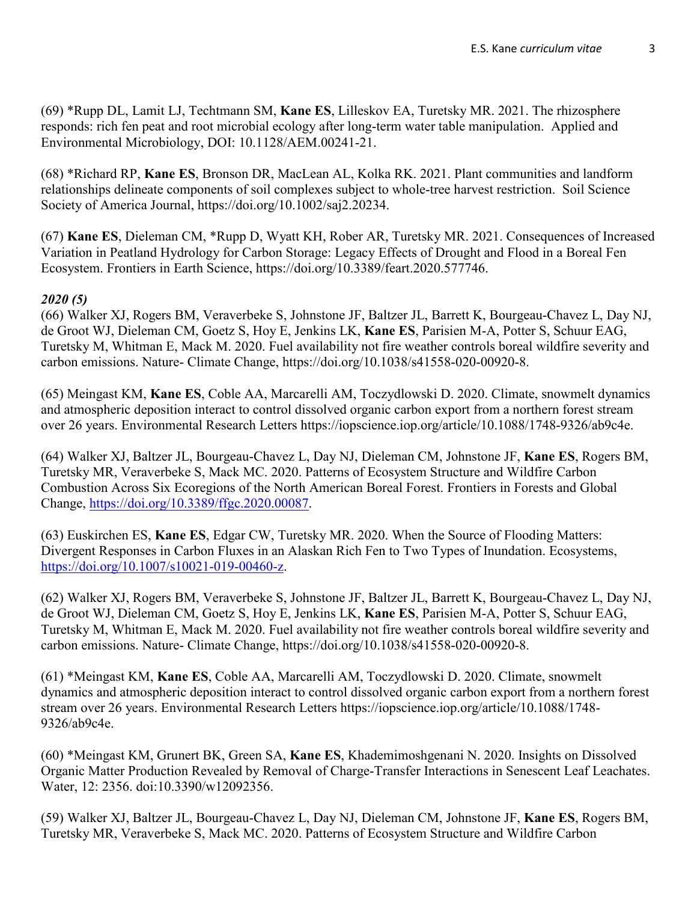(69) *Rupp DL, Lamit LJ, Techtmann SM, **Kane ES**, Lilleskov EA, Turetsky MR. 2021. The rhizosphere responds: rich fen peat and root microbial ecology after long-term water table manipulation. Applied and Environmental Microbiology, DOI: 10.1128/AEM.00241-21.

(68) *Richard RP, **Kane ES**, Bronson DR, MacLean AL, Kolka RK. 2021. Plant communities and landform relationships delineate components of soil complexes subject to whole-tree harvest restriction. Soil Science Society of America Journal, https://doi.org/10.1002/saj2.20234.

(67) **Kane ES**, Dieleman CM, *Rupp D, Wyatt KH, Rober AR, Turetsky MR. 2021. Consequences of Increased Variation in Peatland Hydrology for Carbon Storage: Legacy Effects of Drought and Flood in a Boreal Fen Ecosystem. Frontiers in Earth Science, https://doi.org/10.3389/feart.2020.577746.

***2020 (5)***

(66) Walker XJ, Rogers BM, Veraverbeke S, Johnstone JF, Baltzer JL, Barrett K, Bourgeau-Chavez L, Day NJ, de Groot WJ, Dieleman CM, Goetz S, Hoy E, Jenkins LK, **Kane ES**, Parisien M-A, Potter S, Schuur EAG, Turetsky M, Whitman E, Mack M. 2020. Fuel availability not fire weather controls boreal wildfire severity and carbon emissions. Nature- Climate Change, https://doi.org/10.1038/s41558-020-00920-8.

(65) Meingast KM, **Kane ES**, Coble AA, Marcarelli AM, Toczydlowski D. 2020. Climate, snowmelt dynamics and atmospheric deposition interact to control dissolved organic carbon export from a northern forest stream over 26 years. Environmental Research Letters https://iopscience.iop.org/article/10.1088/1748-9326/ab9c4e.

(64) Walker XJ, Baltzer JL, Bourgeau-Chavez L, Day NJ, Dieleman CM, Johnstone JF, **Kane ES**, Rogers BM, Turetsky MR, Veraverbeke S, Mack MC. 2020. Patterns of Ecosystem Structure and Wildfire Carbon Combustion Across Six Ecoregions of the North American Boreal Forest. Frontiers in Forests and Global Change, https://doi.org/10.3389/ffgc.2020.00087.

(63) Euskirchen ES, **Kane ES**, Edgar CW, Turetsky MR. 2020. When the Source of Flooding Matters: Divergent Responses in Carbon Fluxes in an Alaskan Rich Fen to Two Types of Inundation. Ecosystems, https://doi.org/10.1007/s10021-019-00460-z.

(62) Walker XJ, Rogers BM, Veraverbeke S, Johnstone JF, Baltzer JL, Barrett K, Bourgeau-Chavez L, Day NJ, de Groot WJ, Dieleman CM, Goetz S, Hoy E, Jenkins LK, **Kane ES**, Parisien M-A, Potter S, Schuur EAG, Turetsky M, Whitman E, Mack M. 2020. Fuel availability not fire weather controls boreal wildfire severity and carbon emissions. Nature- Climate Change, https://doi.org/10.1038/s41558-020-00920-8.

(61) *Meingast KM, **Kane ES**, Coble AA, Marcarelli AM, Toczydlowski D. 2020. Climate, snowmelt dynamics and atmospheric deposition interact to control dissolved organic carbon export from a northern forest stream over 26 years. Environmental Research Letters https://iopscience.iop.org/article/10.1088/1748-9326/ab9c4e.

(60) *Meingast KM, Grunert BK, Green SA, **Kane ES**, Khademimoshgenani N. 2020. Insights on Dissolved Organic Matter Production Revealed by Removal of Charge-Transfer Interactions in Senescent Leaf Leachates. Water, 12: 2356. doi:10.3390/w12092356.

(59) Walker XJ, Baltzer JL, Bourgeau-Chavez L, Day NJ, Dieleman CM, Johnstone JF, **Kane ES**, Rogers BM, Turetsky MR, Veraverbeke S, Mack MC. 2020. Patterns of Ecosystem Structure and Wildfire Carbon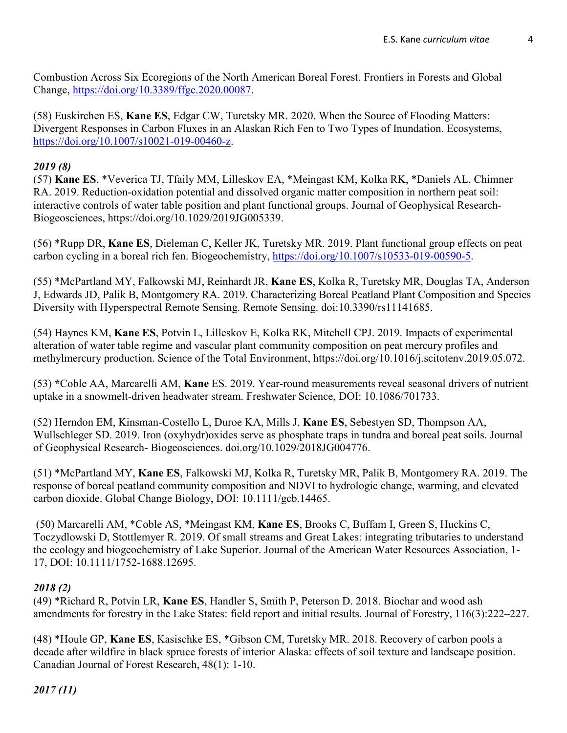Combustion Across Six Ecoregions of the North American Boreal Forest. Frontiers in Forests and Global Change, https://doi.org/10.3389/ffgc.2020.00087.

(58) Euskirchen ES, **Kane ES**, Edgar CW, Turetsky MR. 2020. When the Source of Flooding Matters: Divergent Responses in Carbon Fluxes in an Alaskan Rich Fen to Two Types of Inundation. Ecosystems, https://doi.org/10.1007/s10021-019-00460-z.

***2019 (8)***

(57) **Kane ES**, *Veverica TJ, Tfaily MM, Lilleskov EA, *Meingast KM, Kolka RK, *Daniels AL, Chimner RA. 2019. Reduction-oxidation potential and dissolved organic matter composition in northern peat soil: interactive controls of water table position and plant functional groups. Journal of Geophysical Research- Biogeosciences, https://doi.org/10.1029/2019JG005339.

(56) *Rupp DR, **Kane ES**, Dieleman C, Keller JK, Turetsky MR. 2019. Plant functional group effects on peat carbon cycling in a boreal rich fen. Biogeochemistry, https://doi.org/10.1007/s10533-019-00590-5.

(55) *McPartland MY, Falkowski MJ, Reinhardt JR, **Kane ES**, Kolka R, Turetsky MR, Douglas TA, Anderson J, Edwards JD, Palik B, Montgomery RA. 2019. Characterizing Boreal Peatland Plant Composition and Species Diversity with Hyperspectral Remote Sensing. Remote Sensing. doi:10.3390/rs11141685.

(54) Haynes KM, **Kane ES**, Potvin L, Lilleskov E, Kolka RK, Mitchell CPJ. 2019. Impacts of experimental alteration of water table regime and vascular plant community composition on peat mercury profiles and methylmercury production. Science of the Total Environment, https://doi.org/10.1016/j.scitotenv.2019.05.072.

(53) *Coble AA, Marcarelli AM, **Kane** ES. 2019. Year-round measurements reveal seasonal drivers of nutrient uptake in a snowmelt-driven headwater stream. Freshwater Science, DOI: 10.1086/701733.

(52) Herndon EM, Kinsman-Costello L, Duroe KA, Mills J, **Kane ES**, Sebestyen SD, Thompson AA, Wullschleger SD. 2019. Iron (oxyhydr)oxides serve as phosphate traps in tundra and boreal peat soils. Journal of Geophysical Research- Biogeosciences. doi.org/10.1029/2018JG004776.

(51) *McPartland MY, **Kane ES**, Falkowski MJ, Kolka R, Turetsky MR, Palik B, Montgomery RA. 2019. The response of boreal peatland community composition and NDVI to hydrologic change, warming, and elevated carbon dioxide. Global Change Biology, DOI: 10.1111/gcb.14465.

(50) Marcarelli AM, *Coble AS, *Meingast KM, **Kane ES**, Brooks C, Buffam I, Green S, Huckins C, Toczydlowski D, Stottlemyer R. 2019. Of small streams and Great Lakes: integrating tributaries to understand the ecology and biogeochemistry of Lake Superior. Journal of the American Water Resources Association, 1-17, DOI: 10.1111/1752-1688.12695.

***2018 (2)***

(49) *Richard R, Potvin LR, **Kane ES**, Handler S, Smith P, Peterson D. 2018. Biochar and wood ash amendments for forestry in the Lake States: field report and initial results. Journal of Forestry, 116(3):222–227.

(48) *Houle GP, **Kane ES**, Kasischke ES, *Gibson CM, Turetsky MR. 2018. Recovery of carbon pools a decade after wildfire in black spruce forests of interior Alaska: effects of soil texture and landscape position. Canadian Journal of Forest Research, 48(1): 1-10.

***2017 (11)***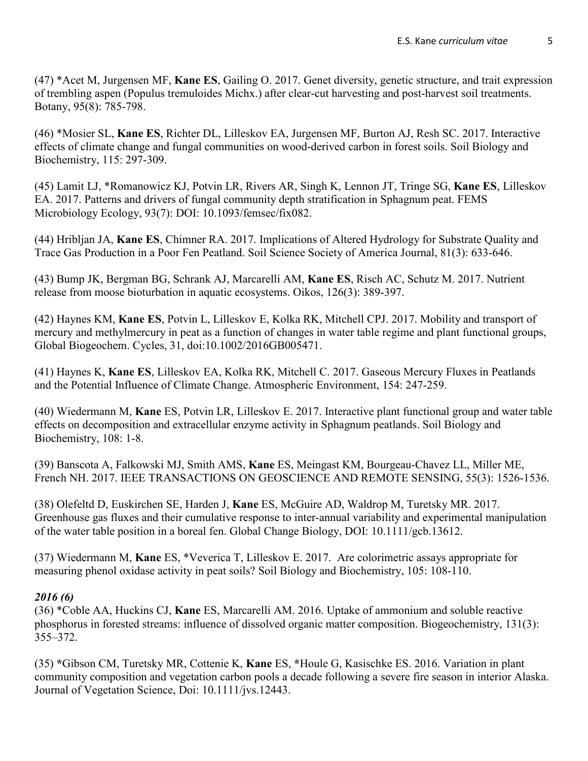(47) *Acet M, Jurgensen MF, **Kane ES**, Gailing O. 2017. Genet diversity, genetic structure, and trait expression of trembling aspen (Populus tremuloides Michx.) after clear-cut harvesting and post-harvest soil treatments. Botany, 95(8): 785-798.

(46) *Mosier SL, **Kane ES**, Richter DL, Lilleskov EA, Jurgensen MF, Burton AJ, Resh SC. 2017. Interactive effects of climate change and fungal communities on wood-derived carbon in forest soils. Soil Biology and Biochemistry, 115: 297-309.

(45) Lamit LJ, *Romanowicz KJ, Potvin LR, Rivers AR, Singh K, Lennon JT, Tringe SG, **Kane ES**, Lilleskov EA. 2017. Patterns and drivers of fungal community depth stratification in Sphagnum peat. FEMS Microbiology Ecology, 93(7): DOI: 10.1093/femsec/fix082.

(44) Hribljan JA, **Kane ES**, Chimner RA. 2017. Implications of Altered Hydrology for Substrate Quality and Trace Gas Production in a Poor Fen Peatland. Soil Science Society of America Journal, 81(3): 633-646.

(43) Bump JK, Bergman BG, Schrank AJ, Marcarelli AM, **Kane ES**, Risch AC, Schutz M. 2017. Nutrient release from moose bioturbation in aquatic ecosystems. Oikos, 126(3): 389-397.

(42) Haynes KM, **Kane ES**, Potvin L, Lilleskov E, Kolka RK, Mitchell CPJ. 2017. Mobility and transport of mercury and methylmercury in peat as a function of changes in water table regime and plant functional groups, Global Biogeochem. Cycles, 31, doi:10.1002/2016GB005471.

(41) Haynes K, **Kane ES**, Lilleskov EA, Kolka RK, Mitchell C. 2017. Gaseous Mercury Fluxes in Peatlands and the Potential Influence of Climate Change. Atmospheric Environment, 154: 247-259.

(40) Wiedermann M, **Kane** ES, Potvin LR, Lilleskov E. 2017. Interactive plant functional group and water table effects on decomposition and extracellular enzyme activity in Sphagnum peatlands. Soil Biology and Biochemistry, 108: 1-8.

(39) Banscota A, Falkowski MJ, Smith AMS, **Kane** ES, Meingast KM, Bourgeau-Chavez LL, Miller ME, French NH. 2017. IEEE TRANSACTIONS ON GEOSCIENCE AND REMOTE SENSING, 55(3): 1526-1536.

(38) Olefeldt D, Euskirchen SE, Harden J, **Kane** ES, McGuire AD, Waldrop M, Turetsky MR. 2017. Greenhouse gas fluxes and their cumulative response to inter-annual variability and experimental manipulation of the water table position in a boreal fen. Global Change Biology, DOI: 10.1111/gcb.13612.

(37) Wiedermann M, **Kane** ES, *Veverica T, Lilleskov E. 2017. Are colorimetric assays appropriate for measuring phenol oxidase activity in peat soils? Soil Biology and Biochemistry, 105: 108-110.

***2016 (6)***

(36) *Coble AA, Huckins CJ, **Kane** ES, Marcarelli AM. 2016. Uptake of ammonium and soluble reactive phosphorus in forested streams: influence of dissolved organic matter composition. Biogeochemistry, 131(3): 355–372.

(35) *Gibson CM, Turetsky MR, Cottenie K, **Kane** ES, *Houle G, Kasischke ES. 2016. Variation in plant community composition and vegetation carbon pools a decade following a severe fire season in interior Alaska. Journal of Vegetation Science, Doi: 10.1111/jvs.12443.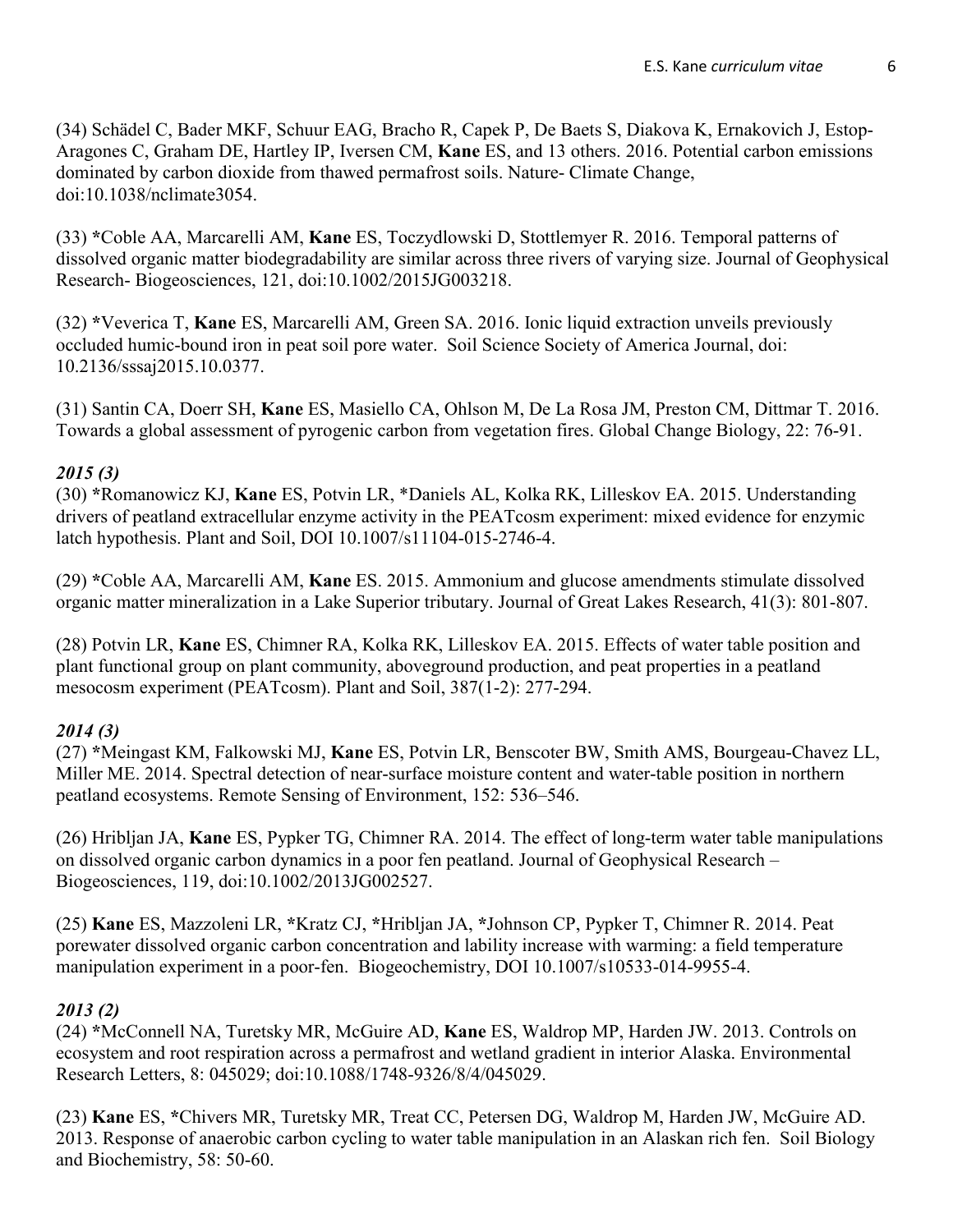(34) Schädel C, Bader MKF, Schuur EAG, Bracho R, Capek P, De Baets S, Diakova K, Ernakovich J, Estop-Aragones C, Graham DE, Hartley IP, Iversen CM, **Kane** ES, and 13 others. 2016. Potential carbon emissions dominated by carbon dioxide from thawed permafrost soils. Nature- Climate Change, doi:10.1038/nclimate3054.

(33) ***Coble** AA, Marcarelli AM, **Kane** ES, Toczydlowski D, Stottlemyer R. 2016. Temporal patterns of dissolved organic matter biodegradability are similar across three rivers of varying size. Journal of Geophysical Research- Biogeosciences, 121, doi:10.1002/2015JG003218.

(32) ***Veverica** T, **Kane** ES, Marcarelli AM, Green SA. 2016. Ionic liquid extraction unveils previously occluded humic-bound iron in peat soil pore water. Soil Science Society of America Journal, doi: 10.2136/sssaj2015.10.0377.

(31) Santin CA, Doerr SH, **Kane** ES, Masiello CA, Ohlson M, De La Rosa JM, Preston CM, Dittmar T. 2016. Towards a global assessment of pyrogenic carbon from vegetation fires. Global Change Biology, 22: 76-91.

### *2015 (3)*

(30) *Romanowicz KJ, **Kane** ES, Potvin LR, *Daniels AL, Kolka RK, Lilleskov EA. 2015. Understanding drivers of peatland extracellular enzyme activity in the PEATcosm experiment: mixed evidence for enzymic latch hypothesis. Plant and Soil, DOI 10.1007/s11104-015-2746-4.

(29) *Coble AA, Marcarelli AM, **Kane** ES. 2015. Ammonium and glucose amendments stimulate dissolved organic matter mineralization in a Lake Superior tributary. Journal of Great Lakes Research, 41(3): 801-807.

(28) Potvin LR, **Kane** ES, Chimner RA, Kolka RK, Lilleskov EA. 2015. Effects of water table position and plant functional group on plant community, aboveground production, and peat properties in a peatland mesocosm experiment (PEATcosm). Plant and Soil, 387(1-2): 277-294.

### *2014 (3)*

(27) *Meingast KM, Falkowski MJ, **Kane** ES, Potvin LR, Benscoter BW, Smith AMS, Bourgeau-Chavez LL, Miller ME. 2014. Spectral detection of near-surface moisture content and water-table position in northern peatland ecosystems. Remote Sensing of Environment, 152: 536–546.

(26) Hribljan JA, **Kane** ES, Pypker TG, Chimner RA. 2014. The effect of long-term water table manipulations on dissolved organic carbon dynamics in a poor fen peatland. Journal of Geophysical Research – Biogeosciences, 119, doi:10.1002/2013JG002527.

(25) **Kane** ES, Mazzoleni LR, *Kratz CJ, *Hribljan JA, *Johnson CP, Pypker T, Chimner R. 2014. Peat porewater dissolved organic carbon concentration and lability increase with warming: a field temperature manipulation experiment in a poor-fen. Biogeochemistry, DOI 10.1007/s10533-014-9955-4.

### *2013 (2)*

(24) *McConnell NA, Turetsky MR, McGuire AD, **Kane** ES, Waldrop MP, Harden JW. 2013. Controls on ecosystem and root respiration across a permafrost and wetland gradient in interior Alaska. Environmental Research Letters, 8: 045029; doi:10.1088/1748-9326/8/4/045029.

(23) **Kane** ES, *Chivers MR, Turetsky MR, Treat CC, Petersen DG, Waldrop M, Harden JW, McGuire AD. 2013. Response of anaerobic carbon cycling to water table manipulation in an Alaskan rich fen. Soil Biology and Biochemistry, 58: 50-60.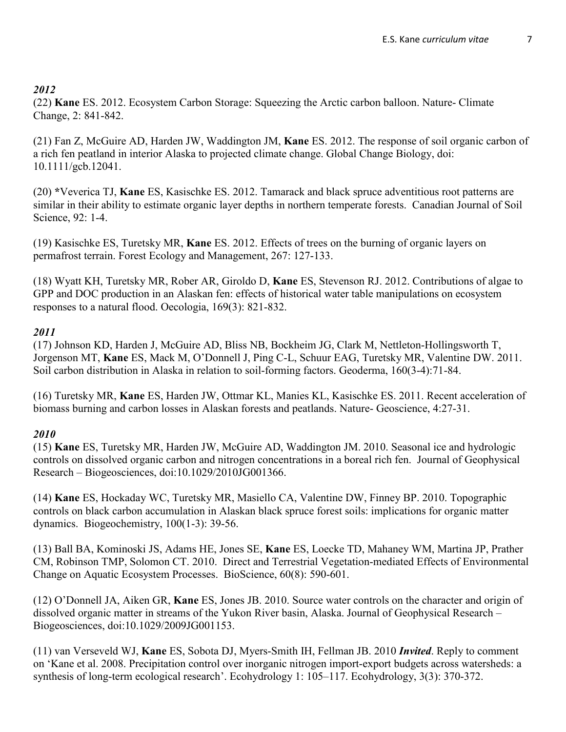***2012***

(22) **Kane** ES. 2012. Ecosystem Carbon Storage: Squeezing the Arctic carbon balloon. Nature- Climate Change, 2: 841-842.

(21) Fan Z, McGuire AD, Harden JW, Waddington JM, **Kane** ES. 2012. The response of soil organic carbon of a rich fen peatland in interior Alaska to projected climate change. Global Change Biology, doi: 10.1111/gcb.12041.

(20) **\***Veverica TJ, **Kane** ES, Kasischke ES. 2012. Tamarack and black spruce adventitious root patterns are similar in their ability to estimate organic layer depths in northern temperate forests. Canadian Journal of Soil Science, 92: 1-4.

(19) Kasischke ES, Turetsky MR, **Kane** ES. 2012. Effects of trees on the burning of organic layers on permafrost terrain. Forest Ecology and Management, 267: 127-133.

(18) Wyatt KH, Turetsky MR, Rober AR, Giroldo D, **Kane** ES, Stevenson RJ. 2012. Contributions of algae to GPP and DOC production in an Alaskan fen: effects of historical water table manipulations on ecosystem responses to a natural flood. Oecologia, 169(3): 821-832.

***2011***

(17) Johnson KD, Harden J, McGuire AD, Bliss NB, Bockheim JG, Clark M, Nettleton-Hollingsworth T, Jorgenson MT, **Kane** ES, Mack M, O'Donnell J, Ping C-L, Schuur EAG, Turetsky MR, Valentine DW. 2011. Soil carbon distribution in Alaska in relation to soil-forming factors. Geoderma, 160(3-4):71-84.

(16) Turetsky MR, **Kane** ES, Harden JW, Ottmar KL, Manies KL, Kasischke ES. 2011. Recent acceleration of biomass burning and carbon losses in Alaskan forests and peatlands. Nature- Geoscience, 4:27-31.

***2010***

(15) **Kane** ES, Turetsky MR, Harden JW, McGuire AD, Waddington JM. 2010. Seasonal ice and hydrologic controls on dissolved organic carbon and nitrogen concentrations in a boreal rich fen. Journal of Geophysical Research – Biogeosciences, doi:10.1029/2010JG001366.

(14) **Kane** ES, Hockaday WC, Turetsky MR, Masiello CA, Valentine DW, Finney BP. 2010. Topographic controls on black carbon accumulation in Alaskan black spruce forest soils: implications for organic matter dynamics. Biogeochemistry, 100(1-3): 39-56.

(13) Ball BA, Kominoski JS, Adams HE, Jones SE, **Kane** ES, Loecke TD, Mahaney WM, Martina JP, Prather CM, Robinson TMP, Solomon CT. 2010. Direct and Terrestrial Vegetation-mediated Effects of Environmental Change on Aquatic Ecosystem Processes. BioScience, 60(8): 590-601.

(12) O'Donnell JA, Aiken GR, **Kane** ES, Jones JB. 2010. Source water controls on the character and origin of dissolved organic matter in streams of the Yukon River basin, Alaska. Journal of Geophysical Research – Biogeosciences, doi:10.1029/2009JG001153.

(11) van Verseveld WJ, **Kane** ES, Sobota DJ, Myers-Smith IH, Fellman JB. 2010 ***Invited***. Reply to comment on 'Kane et al. 2008. Precipitation control over inorganic nitrogen import-export budgets across watersheds: a synthesis of long-term ecological research'. Ecohydrology 1: 105–117. Ecohydrology, 3(3): 370-372.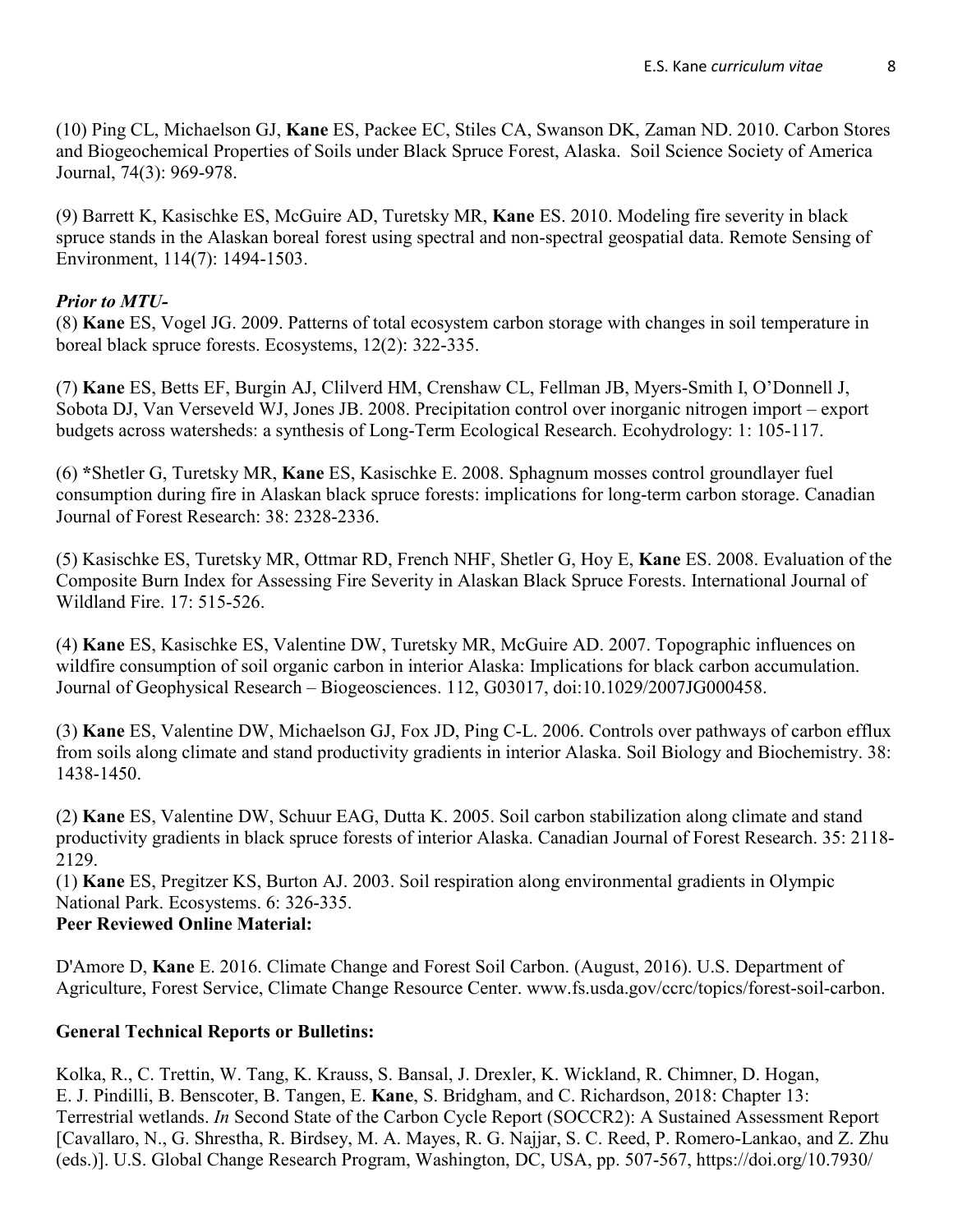(10) Ping CL, Michaelson GJ, **Kane** ES, Packee EC, Stiles CA, Swanson DK, Zaman ND. 2010. Carbon Stores and Biogeochemical Properties of Soils under Black Spruce Forest, Alaska. Soil Science Society of America Journal, 74(3): 969-978.

(9) Barrett K, Kasischke ES, McGuire AD, Turetsky MR, **Kane** ES. 2010. Modeling fire severity in black spruce stands in the Alaskan boreal forest using spectral and non-spectral geospatial data. Remote Sensing of Environment, 114(7): 1494-1503.

***Prior to MTU-***

(8) **Kane** ES, Vogel JG. 2009. Patterns of total ecosystem carbon storage with changes in soil temperature in boreal black spruce forests. Ecosystems, 12(2): 322-335.

(7) **Kane** ES, Betts EF, Burgin AJ, Clilverd HM, Crenshaw CL, Fellman JB, Myers-Smith I, O'Donnell J, Sobota DJ, Van Verseveld WJ, Jones JB. 2008. Precipitation control over inorganic nitrogen import – export budgets across watersheds: a synthesis of Long-Term Ecological Research. Ecohydrology: 1: 105-117.

(6) ***Shetler G, Turetsky MR, **Kane** ES, Kasischke E. 2008. Sphagnum mosses control groundlayer fuel consumption during fire in Alaskan black spruce forests: implications for long-term carbon storage. Canadian Journal of Forest Research: 38: 2328-2336.

(5) Kasischke ES, Turetsky MR, Ottmar RD, French NHF, Shetler G, Hoy E, **Kane** ES. 2008. Evaluation of the Composite Burn Index for Assessing Fire Severity in Alaskan Black Spruce Forests. International Journal of Wildland Fire. 17: 515-526.

(4) **Kane** ES, Kasischke ES, Valentine DW, Turetsky MR, McGuire AD. 2007. Topographic influences on wildfire consumption of soil organic carbon in interior Alaska: Implications for black carbon accumulation. Journal of Geophysical Research – Biogeosciences. 112, G03017, doi:10.1029/2007JG000458.

(3) **Kane** ES, Valentine DW, Michaelson GJ, Fox JD, Ping C-L. 2006. Controls over pathways of carbon efflux from soils along climate and stand productivity gradients in interior Alaska. Soil Biology and Biochemistry. 38: 1438-1450.

(2) **Kane** ES, Valentine DW, Schuur EAG, Dutta K. 2005. Soil carbon stabilization along climate and stand productivity gradients in black spruce forests of interior Alaska. Canadian Journal of Forest Research. 35: 2118-2129.

(1) **Kane** ES, Pregitzer KS, Burton AJ. 2003. Soil respiration along environmental gradients in Olympic National Park. Ecosystems. 6: 326-335.

**Peer Reviewed Online Material:**

D'Amore D, **Kane** E. 2016. Climate Change and Forest Soil Carbon. (August, 2016). U.S. Department of Agriculture, Forest Service, Climate Change Resource Center. www.fs.usda.gov/ccrc/topics/forest-soil-carbon.

**General Technical Reports or Bulletins:**

Kolka, R., C. Trettin, W. Tang, K. Krauss, S. Bansal, J. Drexler, K. Wickland, R. Chimner, D. Hogan, E. J. Pindilli, B. Benscoter, B. Tangen, E. **Kane**, S. Bridgham, and C. Richardson, 2018: Chapter 13: Terrestrial wetlands. *In* Second State of the Carbon Cycle Report (SOCCR2): A Sustained Assessment Report [Cavallaro, N., G. Shrestha, R. Birdsey, M. A. Mayes, R. G. Najjar, S. C. Reed, P. Romero-Lankao, and Z. Zhu (eds.)]. U.S. Global Change Research Program, Washington, DC, USA, pp. 507-567, https://doi.org/10.7930/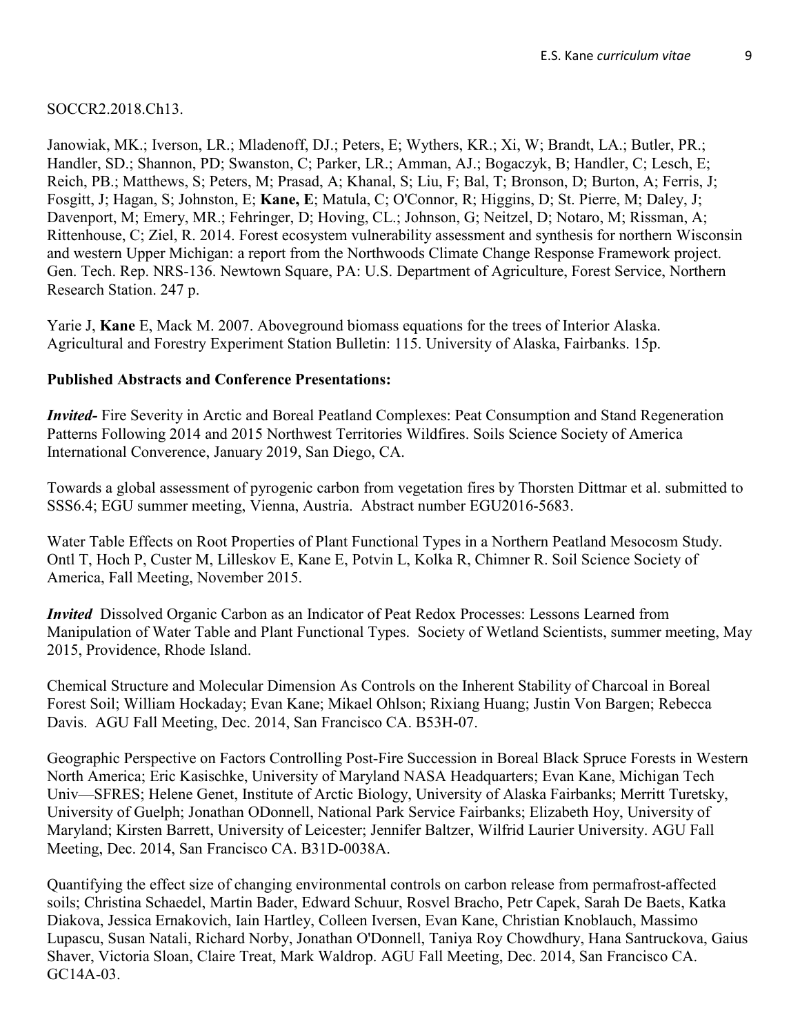SOCCR2.2018.Ch13.

Janowiak, MK.; Iverson, LR.; Mladenoff, DJ.; Peters, E; Wythers, KR.; Xi, W; Brandt, LA.; Butler, PR.; Handler, SD.; Shannon, PD; Swanston, C; Parker, LR.; Amman, AJ.; Bogaczyk, B; Handler, C; Lesch, E; Reich, PB.; Matthews, S; Peters, M; Prasad, A; Khanal, S; Liu, F; Bal, T; Bronson, D; Burton, A; Ferris, J; Fosgitt, J; Hagan, S; Johnston, E; **Kane, E**; Matula, C; O'Connor, R; Higgins, D; St. Pierre, M; Daley, J; Davenport, M; Emery, MR.; Fehringer, D; Hoving, CL.; Johnson, G; Neitzel, D; Notaro, M; Rissman, A; Rittenhouse, C; Ziel, R. 2014. Forest ecosystem vulnerability assessment and synthesis for northern Wisconsin and western Upper Michigan: a report from the Northwoods Climate Change Response Framework project. Gen. Tech. Rep. NRS-136. Newtown Square, PA: U.S. Department of Agriculture, Forest Service, Northern Research Station. 247 p.

Yarie J, **Kane** E, Mack M. 2007. Aboveground biomass equations for the trees of Interior Alaska. Agricultural and Forestry Experiment Station Bulletin: 115. University of Alaska, Fairbanks. 15p.

**Published Abstracts and Conference Presentations:**

***Invited-*** Fire Severity in Arctic and Boreal Peatland Complexes: Peat Consumption and Stand Regeneration Patterns Following 2014 and 2015 Northwest Territories Wildfires. Soils Science Society of America International Converence, January 2019, San Diego, CA.

Towards a global assessment of pyrogenic carbon from vegetation fires by Thorsten Dittmar et al. submitted to SSS6.4; EGU summer meeting, Vienna, Austria. Abstract number EGU2016-5683.

Water Table Effects on Root Properties of Plant Functional Types in a Northern Peatland Mesocosm Study. Ontl T, Hoch P, Custer M, Lilleskov E, Kane E, Potvin L, Kolka R, Chimner R. Soil Science Society of America, Fall Meeting, November 2015.

***Invited*** Dissolved Organic Carbon as an Indicator of Peat Redox Processes: Lessons Learned from Manipulation of Water Table and Plant Functional Types. Society of Wetland Scientists, summer meeting, May 2015, Providence, Rhode Island.

Chemical Structure and Molecular Dimension As Controls on the Inherent Stability of Charcoal in Boreal Forest Soil; William Hockaday; Evan Kane; Mikael Ohlson; Rixiang Huang; Justin Von Bargen; Rebecca Davis. AGU Fall Meeting, Dec. 2014, San Francisco CA. B53H-07.

Geographic Perspective on Factors Controlling Post-Fire Succession in Boreal Black Spruce Forests in Western North America; Eric Kasischke, University of Maryland NASA Headquarters; Evan Kane, Michigan Tech Univ—SFRES; Helene Genet, Institute of Arctic Biology, University of Alaska Fairbanks; Merritt Turetsky, University of Guelph; Jonathan ODonnell, National Park Service Fairbanks; Elizabeth Hoy, University of Maryland; Kirsten Barrett, University of Leicester; Jennifer Baltzer, Wilfrid Laurier University. AGU Fall Meeting, Dec. 2014, San Francisco CA. B31D-0038A.

Quantifying the effect size of changing environmental controls on carbon release from permafrost-affected soils; Christina Schaedel, Martin Bader, Edward Schuur, Rosvel Bracho, Petr Capek, Sarah De Baets, Katka Diakova, Jessica Ernakovich, Iain Hartley, Colleen Iversen, Evan Kane, Christian Knoblauch, Massimo Lupascu, Susan Natali, Richard Norby, Jonathan O'Donnell, Taniya Roy Chowdhury, Hana Santruckova, Gaius Shaver, Victoria Sloan, Claire Treat, Mark Waldrop. AGU Fall Meeting, Dec. 2014, San Francisco CA. GC14A-03.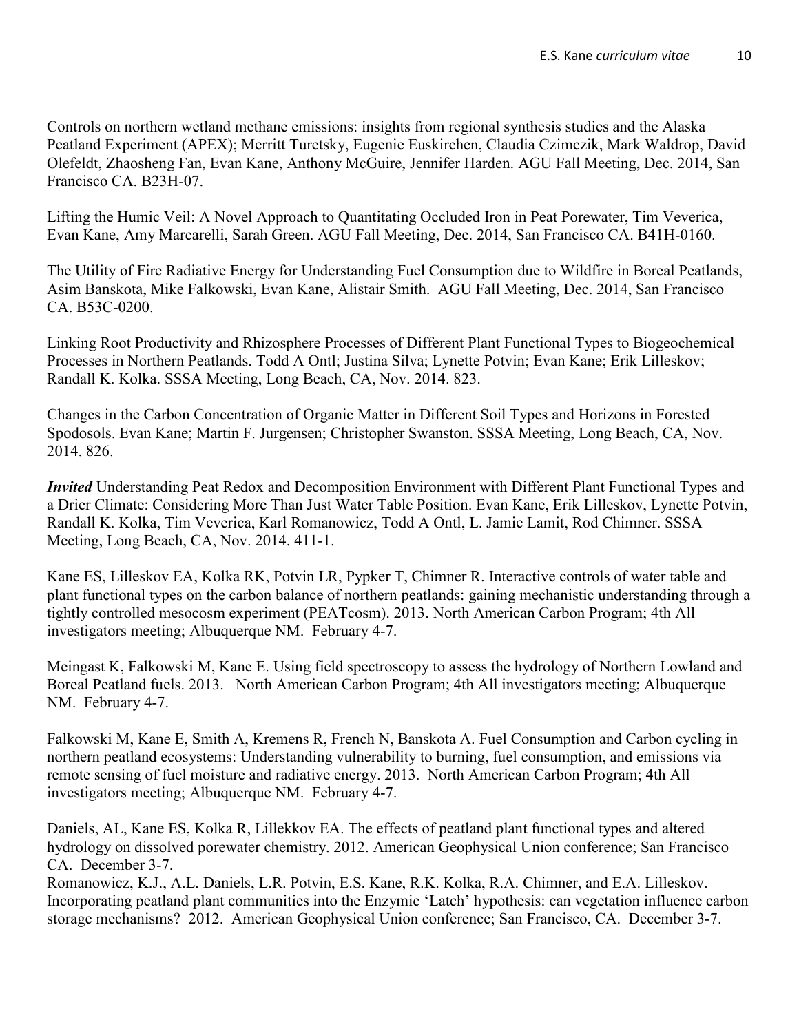Controls on northern wetland methane emissions: insights from regional synthesis studies and the Alaska Peatland Experiment (APEX); Merritt Turetsky, Eugenie Euskirchen, Claudia Czimczik, Mark Waldrop, David Olefeldt, Zhaosheng Fan, Evan Kane, Anthony McGuire, Jennifer Harden. AGU Fall Meeting, Dec. 2014, San Francisco CA. B23H-07.

Lifting the Humic Veil: A Novel Approach to Quantitating Occluded Iron in Peat Porewater, Tim Veverica, Evan Kane, Amy Marcarelli, Sarah Green. AGU Fall Meeting, Dec. 2014, San Francisco CA. B41H-0160.

The Utility of Fire Radiative Energy for Understanding Fuel Consumption due to Wildfire in Boreal Peatlands, Asim Banskota, Mike Falkowski, Evan Kane, Alistair Smith. AGU Fall Meeting, Dec. 2014, San Francisco CA. B53C-0200.

Linking Root Productivity and Rhizosphere Processes of Different Plant Functional Types to Biogeochemical Processes in Northern Peatlands. Todd A Ontl; Justina Silva; Lynette Potvin; Evan Kane; Erik Lilleskov; Randall K. Kolka. SSSA Meeting, Long Beach, CA, Nov. 2014. 823.

Changes in the Carbon Concentration of Organic Matter in Different Soil Types and Horizons in Forested Spodosols. Evan Kane; Martin F. Jurgensen; Christopher Swanston. SSSA Meeting, Long Beach, CA, Nov. 2014. 826.

***Invited*** Understanding Peat Redox and Decomposition Environment with Different Plant Functional Types and a Drier Climate: Considering More Than Just Water Table Position. Evan Kane, Erik Lilleskov, Lynette Potvin, Randall K. Kolka, Tim Veverica, Karl Romanowicz, Todd A Ontl, L. Jamie Lamit, Rod Chimner. SSSA Meeting, Long Beach, CA, Nov. 2014. 411-1.

Kane ES, Lilleskov EA, Kolka RK, Potvin LR, Pypker T, Chimner R. Interactive controls of water table and plant functional types on the carbon balance of northern peatlands: gaining mechanistic understanding through a tightly controlled mesocosm experiment (PEATcosm). 2013. North American Carbon Program; 4th All investigators meeting; Albuquerque NM. February 4-7.

Meingast K, Falkowski M, Kane E. Using field spectroscopy to assess the hydrology of Northern Lowland and Boreal Peatland fuels. 2013. North American Carbon Program; 4th All investigators meeting; Albuquerque NM. February 4-7.

Falkowski M, Kane E, Smith A, Kremens R, French N, Banskota A. Fuel Consumption and Carbon cycling in northern peatland ecosystems: Understanding vulnerability to burning, fuel consumption, and emissions via remote sensing of fuel moisture and radiative energy. 2013. North American Carbon Program; 4th All investigators meeting; Albuquerque NM. February 4-7.

Daniels, AL, Kane ES, Kolka R, Lillekkov EA. The effects of peatland plant functional types and altered hydrology on dissolved porewater chemistry. 2012. American Geophysical Union conference; San Francisco CA. December 3-7.

Romanowicz, K.J., A.L. Daniels, L.R. Potvin, E.S. Kane, R.K. Kolka, R.A. Chimner, and E.A. Lilleskov. Incorporating peatland plant communities into the Enzymic 'Latch' hypothesis: can vegetation influence carbon storage mechanisms? 2012. American Geophysical Union conference; San Francisco, CA. December 3-7.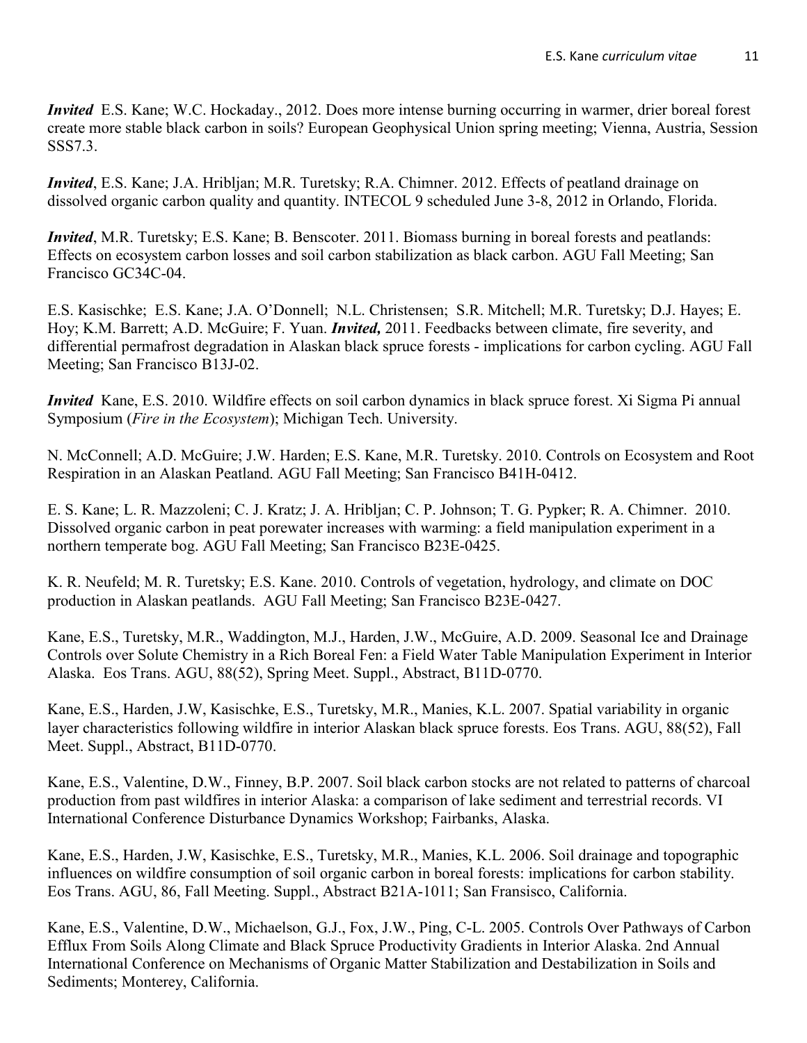***Invited*** E.S. Kane; W.C. Hockaday., 2012. Does more intense burning occurring in warmer, drier boreal forest create more stable black carbon in soils? European Geophysical Union spring meeting; Vienna, Austria, Session SSS7.3.

***Invited***, E.S. Kane; J.A. Hribljan; M.R. Turetsky; R.A. Chimner. 2012. Effects of peatland drainage on dissolved organic carbon quality and quantity. INTECOL 9 scheduled June 3-8, 2012 in Orlando, Florida.

***Invited***, M.R. Turetsky; E.S. Kane; B. Benscoter. 2011. Biomass burning in boreal forests and peatlands: Effects on ecosystem carbon losses and soil carbon stabilization as black carbon. AGU Fall Meeting; San Francisco GC34C-04.

E.S. Kasischke; E.S. Kane; J.A. O'Donnell; N.L. Christensen; S.R. Mitchell; M.R. Turetsky; D.J. Hayes; E. Hoy; K.M. Barrett; A.D. McGuire; F. Yuan. ***Invited,*** 2011. Feedbacks between climate, fire severity, and differential permafrost degradation in Alaskan black spruce forests - implications for carbon cycling. AGU Fall Meeting; San Francisco B13J-02.

***Invited*** Kane, E.S. 2010. Wildfire effects on soil carbon dynamics in black spruce forest. Xi Sigma Pi annual Symposium (*Fire in the Ecosystem*); Michigan Tech. University.

N. McConnell; A.D. McGuire; J.W. Harden; E.S. Kane, M.R. Turetsky. 2010. Controls on Ecosystem and Root Respiration in an Alaskan Peatland. AGU Fall Meeting; San Francisco B41H-0412.

E. S. Kane; L. R. Mazzoleni; C. J. Kratz; J. A. Hribljan; C. P. Johnson; T. G. Pypker; R. A. Chimner. 2010. Dissolved organic carbon in peat porewater increases with warming: a field manipulation experiment in a northern temperate bog. AGU Fall Meeting; San Francisco B23E-0425.

K. R. Neufeld; M. R. Turetsky; E.S. Kane. 2010. Controls of vegetation, hydrology, and climate on DOC production in Alaskan peatlands. AGU Fall Meeting; San Francisco B23E-0427.

Kane, E.S., Turetsky, M.R., Waddington, M.J., Harden, J.W., McGuire, A.D. 2009. Seasonal Ice and Drainage Controls over Solute Chemistry in a Rich Boreal Fen: a Field Water Table Manipulation Experiment in Interior Alaska. Eos Trans. AGU, 88(52), Spring Meet. Suppl., Abstract, B11D-0770.

Kane, E.S., Harden, J.W, Kasischke, E.S., Turetsky, M.R., Manies, K.L. 2007. Spatial variability in organic layer characteristics following wildfire in interior Alaskan black spruce forests. Eos Trans. AGU, 88(52), Fall Meet. Suppl., Abstract, B11D-0770.

Kane, E.S., Valentine, D.W., Finney, B.P. 2007. Soil black carbon stocks are not related to patterns of charcoal production from past wildfires in interior Alaska: a comparison of lake sediment and terrestrial records. VI International Conference Disturbance Dynamics Workshop; Fairbanks, Alaska.

Kane, E.S., Harden, J.W, Kasischke, E.S., Turetsky, M.R., Manies, K.L. 2006. Soil drainage and topographic influences on wildfire consumption of soil organic carbon in boreal forests: implications for carbon stability. Eos Trans. AGU, 86, Fall Meeting. Suppl., Abstract B21A-1011; San Fransisco, California.

Kane, E.S., Valentine, D.W., Michaelson, G.J., Fox, J.W., Ping, C-L. 2005. Controls Over Pathways of Carbon Efflux From Soils Along Climate and Black Spruce Productivity Gradients in Interior Alaska. 2nd Annual International Conference on Mechanisms of Organic Matter Stabilization and Destabilization in Soils and Sediments; Monterey, California.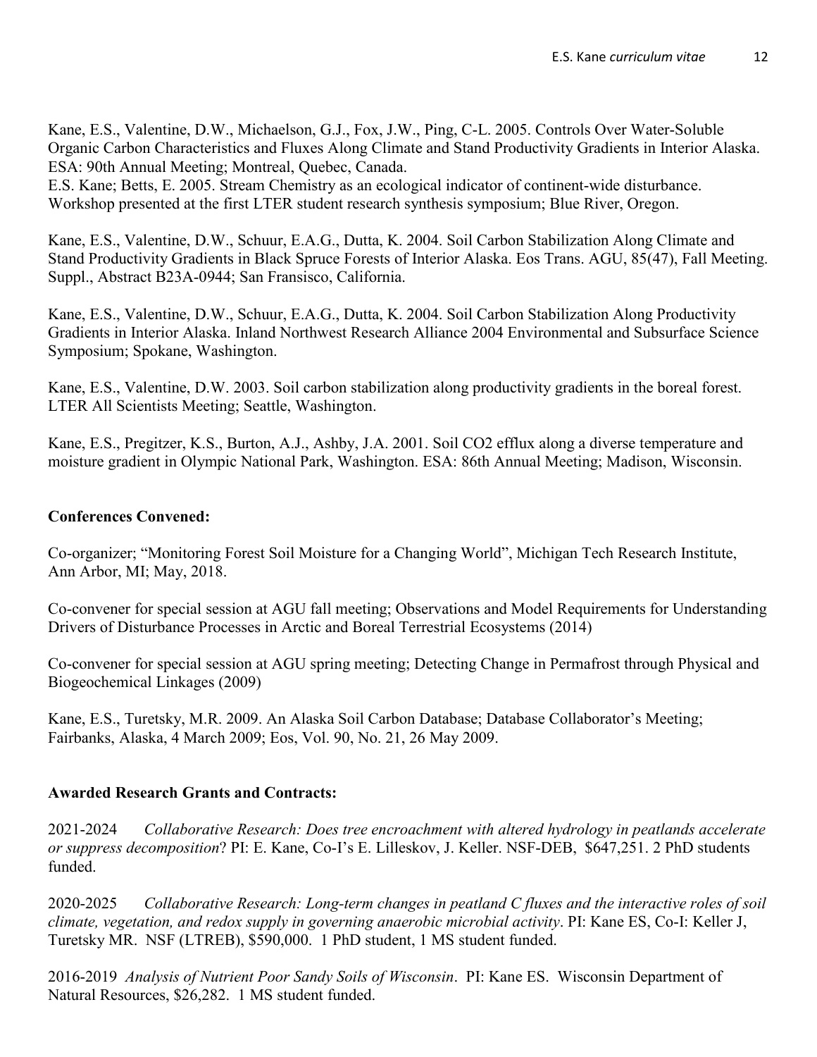Kane, E.S., Valentine, D.W., Michaelson, G.J., Fox, J.W., Ping, C-L. 2005. Controls Over Water-Soluble Organic Carbon Characteristics and Fluxes Along Climate and Stand Productivity Gradients in Interior Alaska. ESA: 90th Annual Meeting; Montreal, Quebec, Canada.
E.S. Kane; Betts, E. 2005. Stream Chemistry as an ecological indicator of continent-wide disturbance. Workshop presented at the first LTER student research synthesis symposium; Blue River, Oregon.

Kane, E.S., Valentine, D.W., Schuur, E.A.G., Dutta, K. 2004. Soil Carbon Stabilization Along Climate and Stand Productivity Gradients in Black Spruce Forests of Interior Alaska. Eos Trans. AGU, 85(47), Fall Meeting. Suppl., Abstract B23A-0944; San Fransisco, California.

Kane, E.S., Valentine, D.W., Schuur, E.A.G., Dutta, K. 2004. Soil Carbon Stabilization Along Productivity Gradients in Interior Alaska. Inland Northwest Research Alliance 2004 Environmental and Subsurface Science Symposium; Spokane, Washington.

Kane, E.S., Valentine, D.W. 2003. Soil carbon stabilization along productivity gradients in the boreal forest. LTER All Scientists Meeting; Seattle, Washington.

Kane, E.S., Pregitzer, K.S., Burton, A.J., Ashby, J.A. 2001. Soil CO2 efflux along a diverse temperature and moisture gradient in Olympic National Park, Washington. ESA: 86th Annual Meeting; Madison, Wisconsin.

**Conferences Convened:**

Co-organizer; "Monitoring Forest Soil Moisture for a Changing World", Michigan Tech Research Institute, Ann Arbor, MI; May, 2018.

Co-convener for special session at AGU fall meeting; Observations and Model Requirements for Understanding Drivers of Disturbance Processes in Arctic and Boreal Terrestrial Ecosystems (2014)

Co-convener for special session at AGU spring meeting; Detecting Change in Permafrost through Physical and Biogeochemical Linkages (2009)

Kane, E.S., Turetsky, M.R. 2009. An Alaska Soil Carbon Database; Database Collaborator's Meeting; Fairbanks, Alaska, 4 March 2009; Eos, Vol. 90, No. 21, 26 May 2009.

**Awarded Research Grants and Contracts:**

2021-2024 *Collaborative Research: Does tree encroachment with altered hydrology in peatlands accelerate or suppress decomposition*? PI: E. Kane, Co-I's E. Lilleskov, J. Keller. NSF-DEB, $647,251. 2 PhD students funded.

2020-2025 *Collaborative Research: Long-term changes in peatland C fluxes and the interactive roles of soil climate, vegetation, and redox supply in governing anaerobic microbial activity*. PI: Kane ES, Co-I: Keller J, Turetsky MR. NSF (LTREB), $590,000. 1 PhD student, 1 MS student funded.

2016-2019 *Analysis of Nutrient Poor Sandy Soils of Wisconsin*. PI: Kane ES. Wisconsin Department of Natural Resources, $26,282. 1 MS student funded.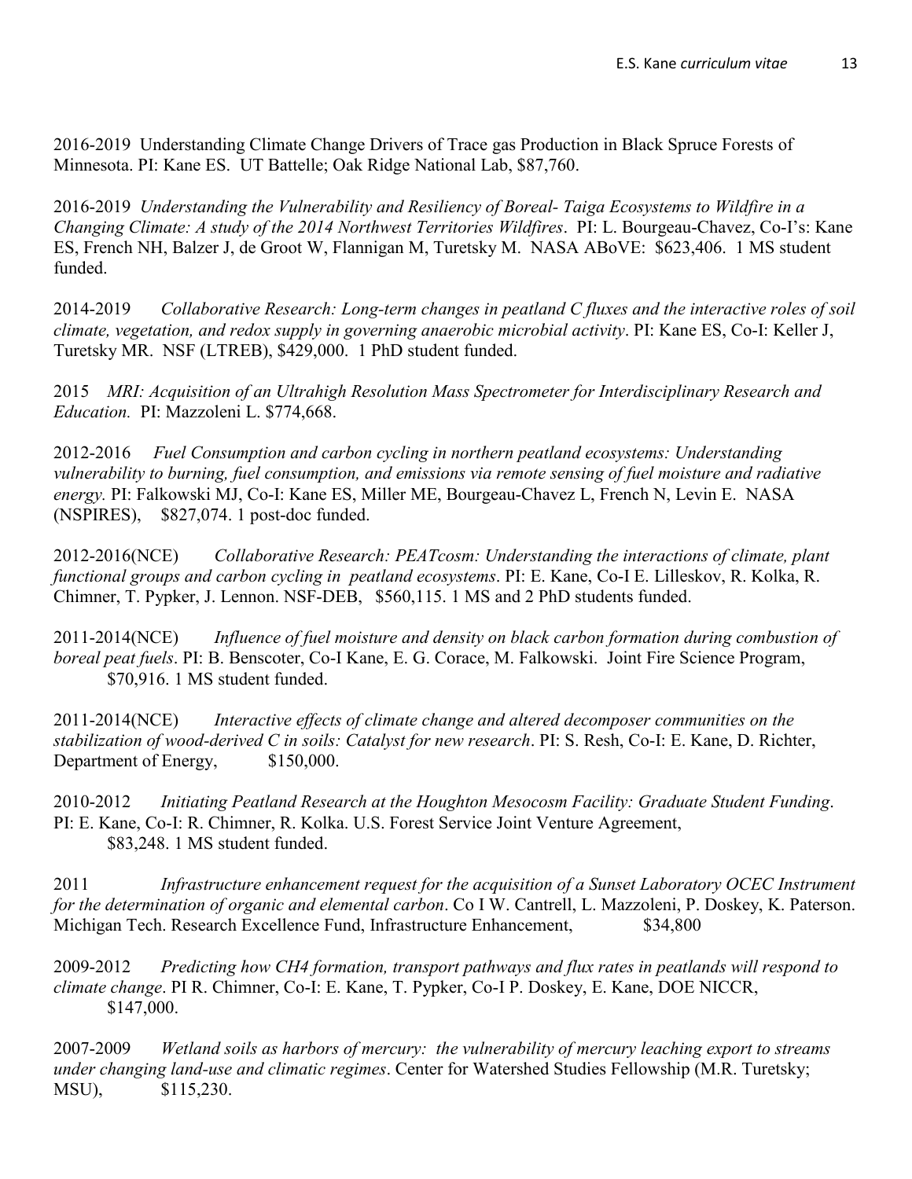2016-2019 Understanding Climate Change Drivers of Trace gas Production in Black Spruce Forests of Minnesota. PI: Kane ES. UT Battelle; Oak Ridge National Lab, $87,760.

2016-2019 *Understanding the Vulnerability and Resiliency of Boreal- Taiga Ecosystems to Wildfire in a Changing Climate: A study of the 2014 Northwest Territories Wildfires*. PI: L. Bourgeau-Chavez, Co-I's: Kane ES, French NH, Balzer J, de Groot W, Flannigan M, Turetsky M. NASA ABoVE: $623,406. 1 MS student funded.

2014-2019 *Collaborative Research: Long-term changes in peatland C fluxes and the interactive roles of soil climate, vegetation, and redox supply in governing anaerobic microbial activity*. PI: Kane ES, Co-I: Keller J, Turetsky MR. NSF (LTREB), $429,000. 1 PhD student funded.

2015 *MRI: Acquisition of an Ultrahigh Resolution Mass Spectrometer for Interdisciplinary Research and Education.* PI: Mazzoleni L. $774,668.

2012-2016 *Fuel Consumption and carbon cycling in northern peatland ecosystems: Understanding vulnerability to burning, fuel consumption, and emissions via remote sensing of fuel moisture and radiative energy.* PI: Falkowski MJ, Co-I: Kane ES, Miller ME, Bourgeau-Chavez L, French N, Levin E. NASA (NSPIRES), $827,074. 1 post-doc funded.

2012-2016(NCE) *Collaborative Research: PEATcosm: Understanding the interactions of climate, plant functional groups and carbon cycling in peatland ecosystems*. PI: E. Kane, Co-I E. Lilleskov, R. Kolka, R. Chimner, T. Pypker, J. Lennon. NSF-DEB, $560,115. 1 MS and 2 PhD students funded.

2011-2014(NCE) *Influence of fuel moisture and density on black carbon formation during combustion of boreal peat fuels*. PI: B. Benscoter, Co-I Kane, E. G. Corace, M. Falkowski. Joint Fire Science Program, $70,916. 1 MS student funded.

2011-2014(NCE) *Interactive effects of climate change and altered decomposer communities on the stabilization of wood-derived C in soils: Catalyst for new research*. PI: S. Resh, Co-I: E. Kane, D. Richter, Department of Energy, $150,000.

2010-2012 *Initiating Peatland Research at the Houghton Mesocosm Facility: Graduate Student Funding*. PI: E. Kane, Co-I: R. Chimner, R. Kolka. U.S. Forest Service Joint Venture Agreement, $83,248. 1 MS student funded.

2011 *Infrastructure enhancement request for the acquisition of a Sunset Laboratory OCEC Instrument for the determination of organic and elemental carbon*. Co I W. Cantrell, L. Mazzoleni, P. Doskey, K. Paterson. Michigan Tech. Research Excellence Fund, Infrastructure Enhancement, $34,800

2009-2012 *Predicting how CH4 formation, transport pathways and flux rates in peatlands will respond to climate change*. PI R. Chimner, Co-I: E. Kane, T. Pypker, Co-I P. Doskey, E. Kane, DOE NICCR, $147,000.

2007-2009 *Wetland soils as harbors of mercury: the vulnerability of mercury leaching export to streams under changing land-use and climatic regimes*. Center for Watershed Studies Fellowship (M.R. Turetsky; MSU), $115,230.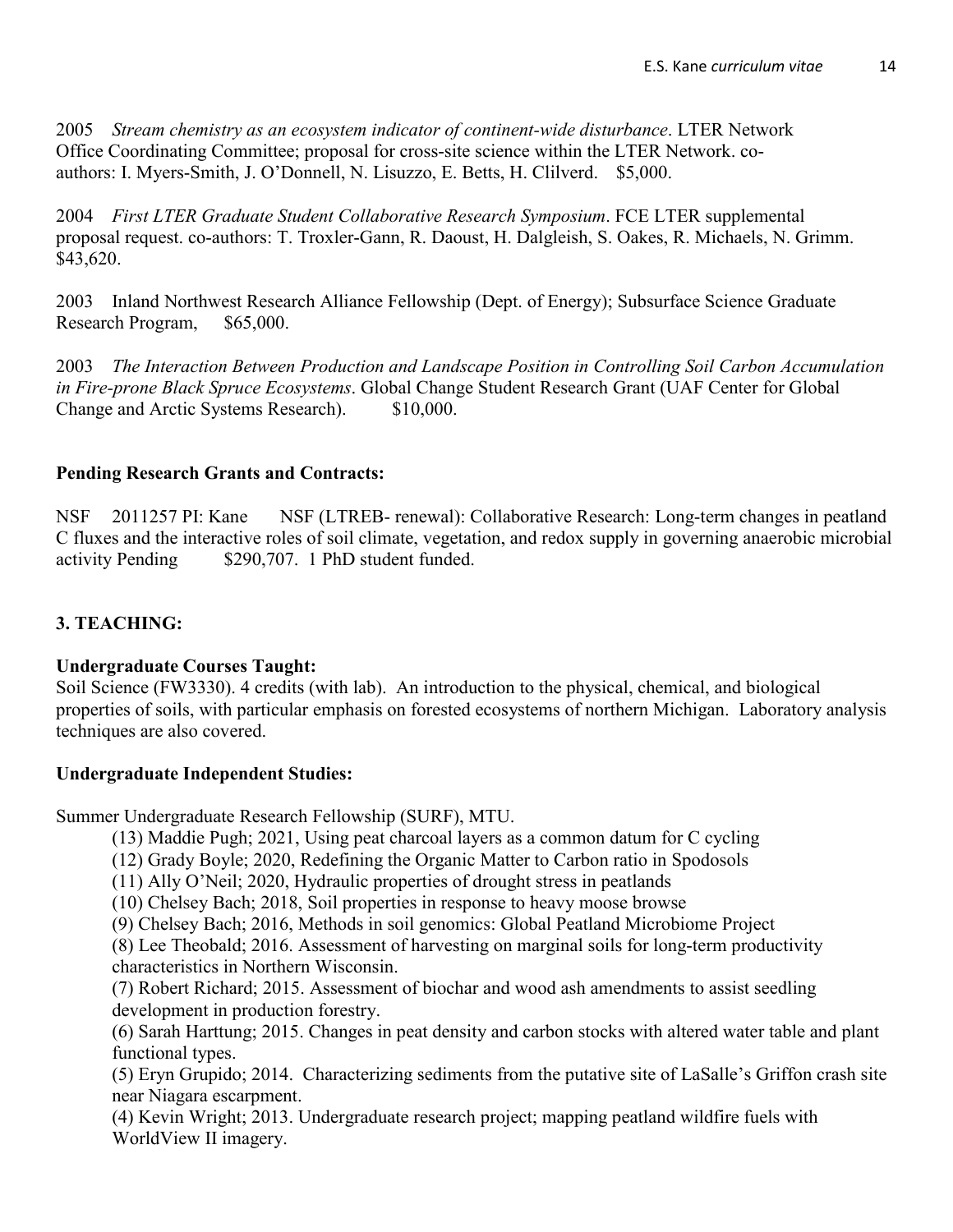2005 *Stream chemistry as an ecosystem indicator of continent-wide disturbance*. LTER Network Office Coordinating Committee; proposal for cross-site science within the LTER Network. co-authors: I. Myers-Smith, J. O'Donnell, N. Lisuzzo, E. Betts, H. Clilverd. $5,000.

2004 *First LTER Graduate Student Collaborative Research Symposium*. FCE LTER supplemental proposal request. co-authors: T. Troxler-Gann, R. Daoust, H. Dalgleish, S. Oakes, R. Michaels, N. Grimm. $43,620.

2003 Inland Northwest Research Alliance Fellowship (Dept. of Energy); Subsurface Science Graduate Research Program, $65,000.

2003 *The Interaction Between Production and Landscape Position in Controlling Soil Carbon Accumulation in Fire-prone Black Spruce Ecosystems*. Global Change Student Research Grant (UAF Center for Global Change and Arctic Systems Research). $10,000.

**Pending Research Grants and Contracts:**

NSF 2011257 PI: Kane NSF (LTREB- renewal): Collaborative Research: Long-term changes in peatland C fluxes and the interactive roles of soil climate, vegetation, and redox supply in governing anaerobic microbial activity Pending $290,707. 1 PhD student funded.

## 3. TEACHING:

**Undergraduate Courses Taught:**

Soil Science (FW3330). 4 credits (with lab). An introduction to the physical, chemical, and biological properties of soils, with particular emphasis on forested ecosystems of northern Michigan. Laboratory analysis techniques are also covered.

**Undergraduate Independent Studies:**

Summer Undergraduate Research Fellowship (SURF), MTU.

(13) Maddie Pugh; 2021, Using peat charcoal layers as a common datum for C cycling

(12) Grady Boyle; 2020, Redefining the Organic Matter to Carbon ratio in Spodosols

(11) Ally O'Neil; 2020, Hydraulic properties of drought stress in peatlands

(10) Chelsey Bach; 2018, Soil properties in response to heavy moose browse

(9) Chelsey Bach; 2016, Methods in soil genomics: Global Peatland Microbiome Project

(8) Lee Theobald; 2016. Assessment of harvesting on marginal soils for long-term productivity characteristics in Northern Wisconsin.

(7) Robert Richard; 2015. Assessment of biochar and wood ash amendments to assist seedling development in production forestry.

(6) Sarah Harttung; 2015. Changes in peat density and carbon stocks with altered water table and plant functional types.

(5) Eryn Grupido; 2014. Characterizing sediments from the putative site of LaSalle's Griffon crash site near Niagara escarpment.

(4) Kevin Wright; 2013. Undergraduate research project; mapping peatland wildfire fuels with WorldView II imagery.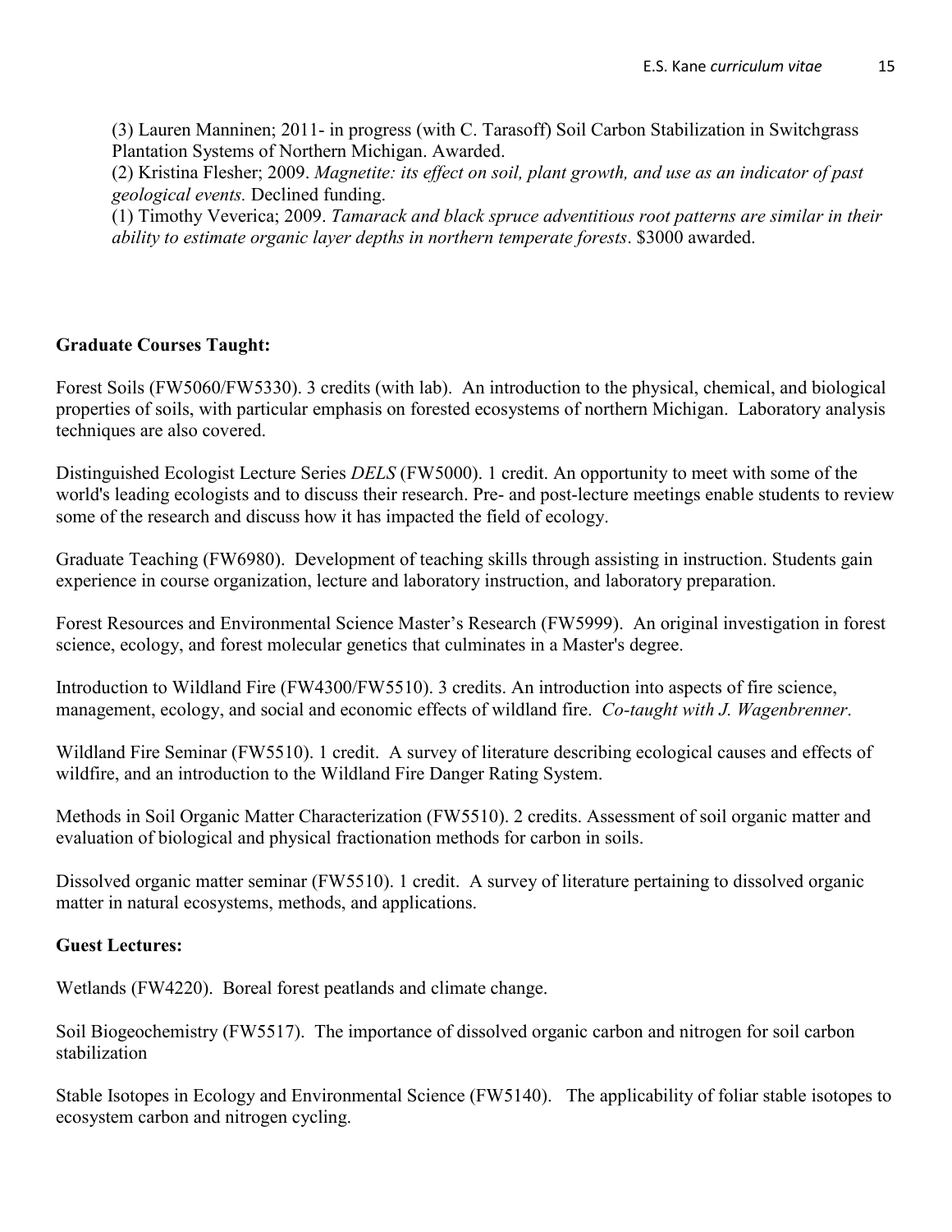(3) Lauren Manninen; 2011- in progress (with C. Tarasoff) Soil Carbon Stabilization in Switchgrass Plantation Systems of Northern Michigan. Awarded.

(2) Kristina Flesher; 2009. *Magnetite: its effect on soil, plant growth, and use as an indicator of past geological events.* Declined funding.

(1) Timothy Veverica; 2009. *Tamarack and black spruce adventitious root patterns are similar in their ability to estimate organic layer depths in northern temperate forests*. $3000 awarded.

**Graduate Courses Taught:**

Forest Soils (FW5060/FW5330). 3 credits (with lab). An introduction to the physical, chemical, and biological properties of soils, with particular emphasis on forested ecosystems of northern Michigan. Laboratory analysis techniques are also covered.

Distinguished Ecologist Lecture Series *DELS* (FW5000). 1 credit. An opportunity to meet with some of the world's leading ecologists and to discuss their research. Pre- and post-lecture meetings enable students to review some of the research and discuss how it has impacted the field of ecology.

Graduate Teaching (FW6980). Development of teaching skills through assisting in instruction. Students gain experience in course organization, lecture and laboratory instruction, and laboratory preparation.

Forest Resources and Environmental Science Master's Research (FW5999). An original investigation in forest science, ecology, and forest molecular genetics that culminates in a Master's degree.

Introduction to Wildland Fire (FW4300/FW5510). 3 credits. An introduction into aspects of fire science, management, ecology, and social and economic effects of wildland fire. *Co-taught with J. Wagenbrenner*.

Wildland Fire Seminar (FW5510). 1 credit. A survey of literature describing ecological causes and effects of wildfire, and an introduction to the Wildland Fire Danger Rating System.

Methods in Soil Organic Matter Characterization (FW5510). 2 credits. Assessment of soil organic matter and evaluation of biological and physical fractionation methods for carbon in soils.

Dissolved organic matter seminar (FW5510). 1 credit. A survey of literature pertaining to dissolved organic matter in natural ecosystems, methods, and applications.

**Guest Lectures:**

Wetlands (FW4220). Boreal forest peatlands and climate change.

Soil Biogeochemistry (FW5517). The importance of dissolved organic carbon and nitrogen for soil carbon stabilization

Stable Isotopes in Ecology and Environmental Science (FW5140). The applicability of foliar stable isotopes to ecosystem carbon and nitrogen cycling.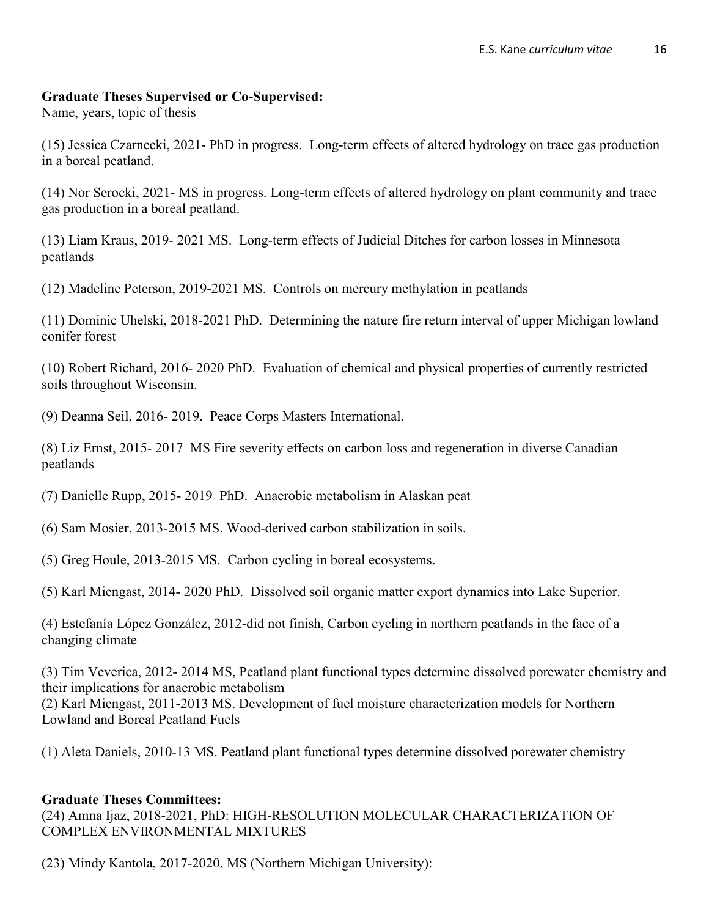**Graduate Theses Supervised or Co-Supervised:**
Name, years, topic of thesis

(15) Jessica Czarnecki, 2021- PhD in progress. Long-term effects of altered hydrology on trace gas production in a boreal peatland.

(14) Nor Serocki, 2021- MS in progress. Long-term effects of altered hydrology on plant community and trace gas production in a boreal peatland.

(13) Liam Kraus, 2019- 2021 MS. Long-term effects of Judicial Ditches for carbon losses in Minnesota peatlands

(12) Madeline Peterson, 2019-2021 MS. Controls on mercury methylation in peatlands

(11) Dominic Uhelski, 2018-2021 PhD. Determining the nature fire return interval of upper Michigan lowland conifer forest

(10) Robert Richard, 2016- 2020 PhD. Evaluation of chemical and physical properties of currently restricted soils throughout Wisconsin.

(9) Deanna Seil, 2016- 2019. Peace Corps Masters International.

(8) Liz Ernst, 2015- 2017 MS Fire severity effects on carbon loss and regeneration in diverse Canadian peatlands

(7) Danielle Rupp, 2015- 2019 PhD. Anaerobic metabolism in Alaskan peat

(6) Sam Mosier, 2013-2015 MS. Wood-derived carbon stabilization in soils.

(5) Greg Houle, 2013-2015 MS. Carbon cycling in boreal ecosystems.

(5) Karl Miengast, 2014- 2020 PhD. Dissolved soil organic matter export dynamics into Lake Superior.

(4) Estefanía López González, 2012-did not finish, Carbon cycling in northern peatlands in the face of a changing climate

(3) Tim Veverica, 2012- 2014 MS, Peatland plant functional types determine dissolved porewater chemistry and their implications for anaerobic metabolism

(2) Karl Miengast, 2011-2013 MS. Development of fuel moisture characterization models for Northern Lowland and Boreal Peatland Fuels

(1) Aleta Daniels, 2010-13 MS. Peatland plant functional types determine dissolved porewater chemistry

**Graduate Theses Committees:**

(24) Amna Ijaz, 2018-2021, PhD: HIGH-RESOLUTION MOLECULAR CHARACTERIZATION OF COMPLEX ENVIRONMENTAL MIXTURES

(23) Mindy Kantola, 2017-2020, MS (Northern Michigan University):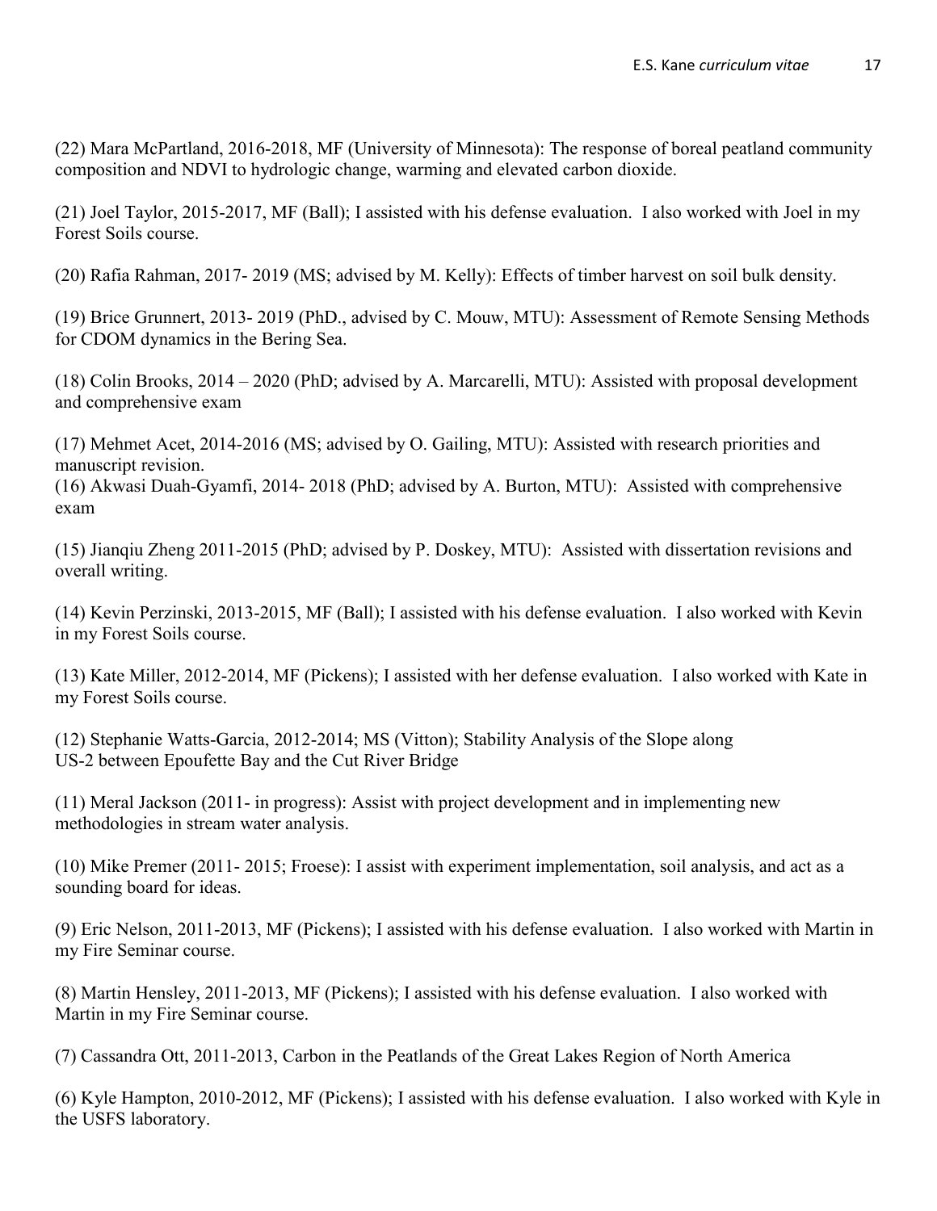(22) Mara McPartland, 2016-2018, MF (University of Minnesota): The response of boreal peatland community composition and NDVI to hydrologic change, warming and elevated carbon dioxide.

(21) Joel Taylor, 2015-2017, MF (Ball); I assisted with his defense evaluation. I also worked with Joel in my Forest Soils course.

(20) Rafia Rahman, 2017- 2019 (MS; advised by M. Kelly): Effects of timber harvest on soil bulk density.

(19) Brice Grunnert, 2013- 2019 (PhD., advised by C. Mouw, MTU): Assessment of Remote Sensing Methods for CDOM dynamics in the Bering Sea.

(18) Colin Brooks, 2014 – 2020 (PhD; advised by A. Marcarelli, MTU): Assisted with proposal development and comprehensive exam

(17) Mehmet Acet, 2014-2016 (MS; advised by O. Gailing, MTU): Assisted with research priorities and manuscript revision.
(16) Akwasi Duah-Gyamfi, 2014- 2018 (PhD; advised by A. Burton, MTU): Assisted with comprehensive exam

(15) Jianqiu Zheng 2011-2015 (PhD; advised by P. Doskey, MTU): Assisted with dissertation revisions and overall writing.

(14) Kevin Perzinski, 2013-2015, MF (Ball); I assisted with his defense evaluation. I also worked with Kevin in my Forest Soils course.

(13) Kate Miller, 2012-2014, MF (Pickens); I assisted with her defense evaluation. I also worked with Kate in my Forest Soils course.

(12) Stephanie Watts-Garcia, 2012-2014; MS (Vitton); Stability Analysis of the Slope along US-2 between Epoufette Bay and the Cut River Bridge

(11) Meral Jackson (2011- in progress): Assist with project development and in implementing new methodologies in stream water analysis.

(10) Mike Premer (2011- 2015; Froese): I assist with experiment implementation, soil analysis, and act as a sounding board for ideas.

(9) Eric Nelson, 2011-2013, MF (Pickens); I assisted with his defense evaluation. I also worked with Martin in my Fire Seminar course.

(8) Martin Hensley, 2011-2013, MF (Pickens); I assisted with his defense evaluation. I also worked with Martin in my Fire Seminar course.

(7) Cassandra Ott, 2011-2013, Carbon in the Peatlands of the Great Lakes Region of North America

(6) Kyle Hampton, 2010-2012, MF (Pickens); I assisted with his defense evaluation. I also worked with Kyle in the USFS laboratory.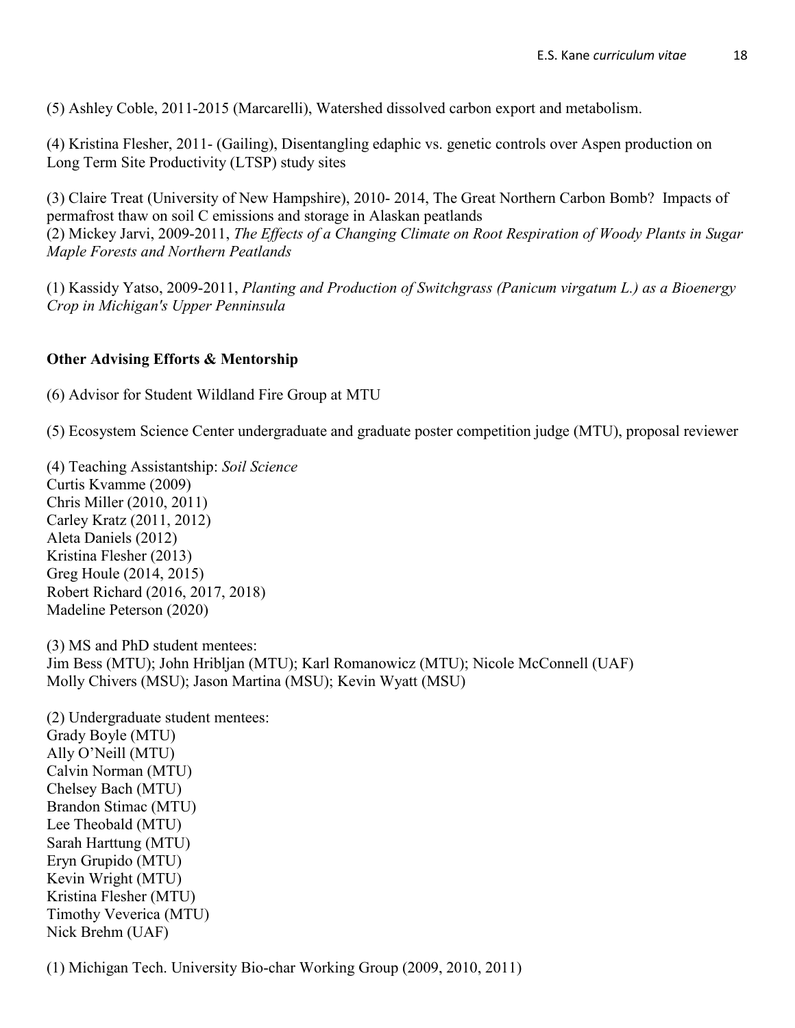(5) Ashley Coble, 2011-2015 (Marcarelli), Watershed dissolved carbon export and metabolism.

(4) Kristina Flesher, 2011- (Gailing), Disentangling edaphic vs. genetic controls over Aspen production on Long Term Site Productivity (LTSP) study sites

(3) Claire Treat (University of New Hampshire), 2010- 2014, The Great Northern Carbon Bomb? Impacts of permafrost thaw on soil C emissions and storage in Alaskan peatlands
(2) Mickey Jarvi, 2009-2011, *The Effects of a Changing Climate on Root Respiration of Woody Plants in Sugar Maple Forests and Northern Peatlands*

(1) Kassidy Yatso, 2009-2011, *Planting and Production of Switchgrass (Panicum virgatum L.) as a Bioenergy Crop in Michigan's Upper Penninsula*

**Other Advising Efforts & Mentorship**

(6) Advisor for Student Wildland Fire Group at MTU

(5) Ecosystem Science Center undergraduate and graduate poster competition judge (MTU), proposal reviewer

(4) Teaching Assistantship: *Soil Science*
Curtis Kvamme (2009)
Chris Miller (2010, 2011)
Carley Kratz (2011, 2012)
Aleta Daniels (2012)
Kristina Flesher (2013)
Greg Houle (2014, 2015)
Robert Richard (2016, 2017, 2018)
Madeline Peterson (2020)

(3) MS and PhD student mentees:
Jim Bess (MTU); John Hribljan (MTU); Karl Romanowicz (MTU); Nicole McConnell (UAF)
Molly Chivers (MSU); Jason Martina (MSU); Kevin Wyatt (MSU)

(2) Undergraduate student mentees:
Grady Boyle (MTU)
Ally O'Neill (MTU)
Calvin Norman (MTU)
Chelsey Bach (MTU)
Brandon Stimac (MTU)
Lee Theobald (MTU)
Sarah Harttung (MTU)
Eryn Grupido (MTU)
Kevin Wright (MTU)
Kristina Flesher (MTU)
Timothy Veverica (MTU)
Nick Brehm (UAF)

(1) Michigan Tech. University Bio-char Working Group (2009, 2010, 2011)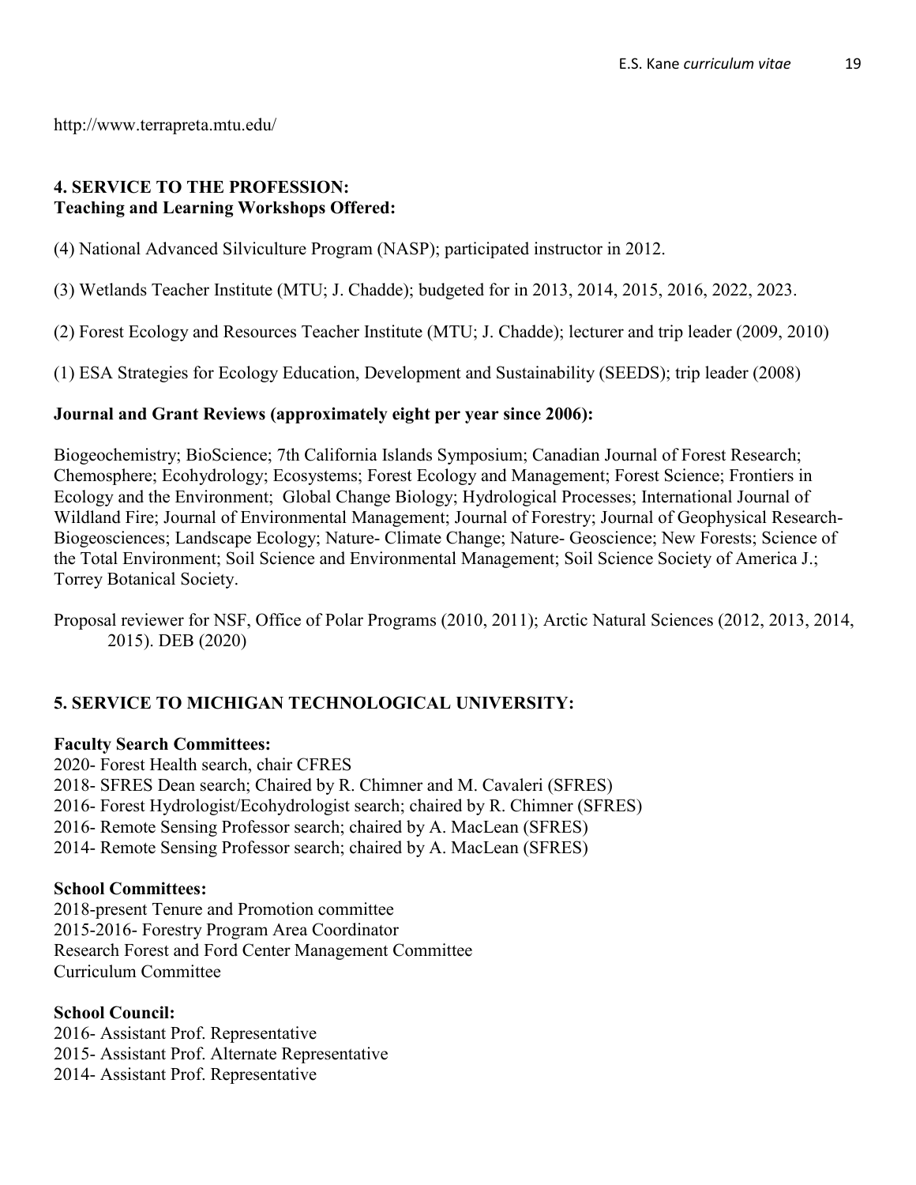http://www.terrapreta.mtu.edu/

**4. SERVICE TO THE PROFESSION:**
**Teaching and Learning Workshops Offered:**

(4) National Advanced Silviculture Program (NASP); participated instructor in 2012.

(3) Wetlands Teacher Institute (MTU; J. Chadde); budgeted for in 2013, 2014, 2015, 2016, 2022, 2023.

(2) Forest Ecology and Resources Teacher Institute (MTU; J. Chadde); lecturer and trip leader (2009, 2010)

(1) ESA Strategies for Ecology Education, Development and Sustainability (SEEDS); trip leader (2008)

**Journal and Grant Reviews (approximately eight per year since 2006):**

Biogeochemistry; BioScience; 7th California Islands Symposium; Canadian Journal of Forest Research; Chemosphere; Ecohydrology; Ecosystems; Forest Ecology and Management; Forest Science; Frontiers in Ecology and the Environment; Global Change Biology; Hydrological Processes; International Journal of Wildland Fire; Journal of Environmental Management; Journal of Forestry; Journal of Geophysical Research-Biogeosciences; Landscape Ecology; Nature- Climate Change; Nature- Geoscience; New Forests; Science of the Total Environment; Soil Science and Environmental Management; Soil Science Society of America J.; Torrey Botanical Society.

Proposal reviewer for NSF, Office of Polar Programs (2010, 2011); Arctic Natural Sciences (2012, 2013, 2014, 2015). DEB (2020)

**5. SERVICE TO MICHIGAN TECHNOLOGICAL UNIVERSITY:**

**Faculty Search Committees:**
2020- Forest Health search, chair CFRES
2018- SFRES Dean search; Chaired by R. Chimner and M. Cavaleri (SFRES)
2016- Forest Hydrologist/Ecohydrologist search; chaired by R. Chimner (SFRES)
2016- Remote Sensing Professor search; chaired by A. MacLean (SFRES)
2014- Remote Sensing Professor search; chaired by A. MacLean (SFRES)

**School Committees:**
2018-present Tenure and Promotion committee
2015-2016- Forestry Program Area Coordinator
Research Forest and Ford Center Management Committee
Curriculum Committee

**School Council:**
2016- Assistant Prof. Representative
2015- Assistant Prof. Alternate Representative
2014- Assistant Prof. Representative